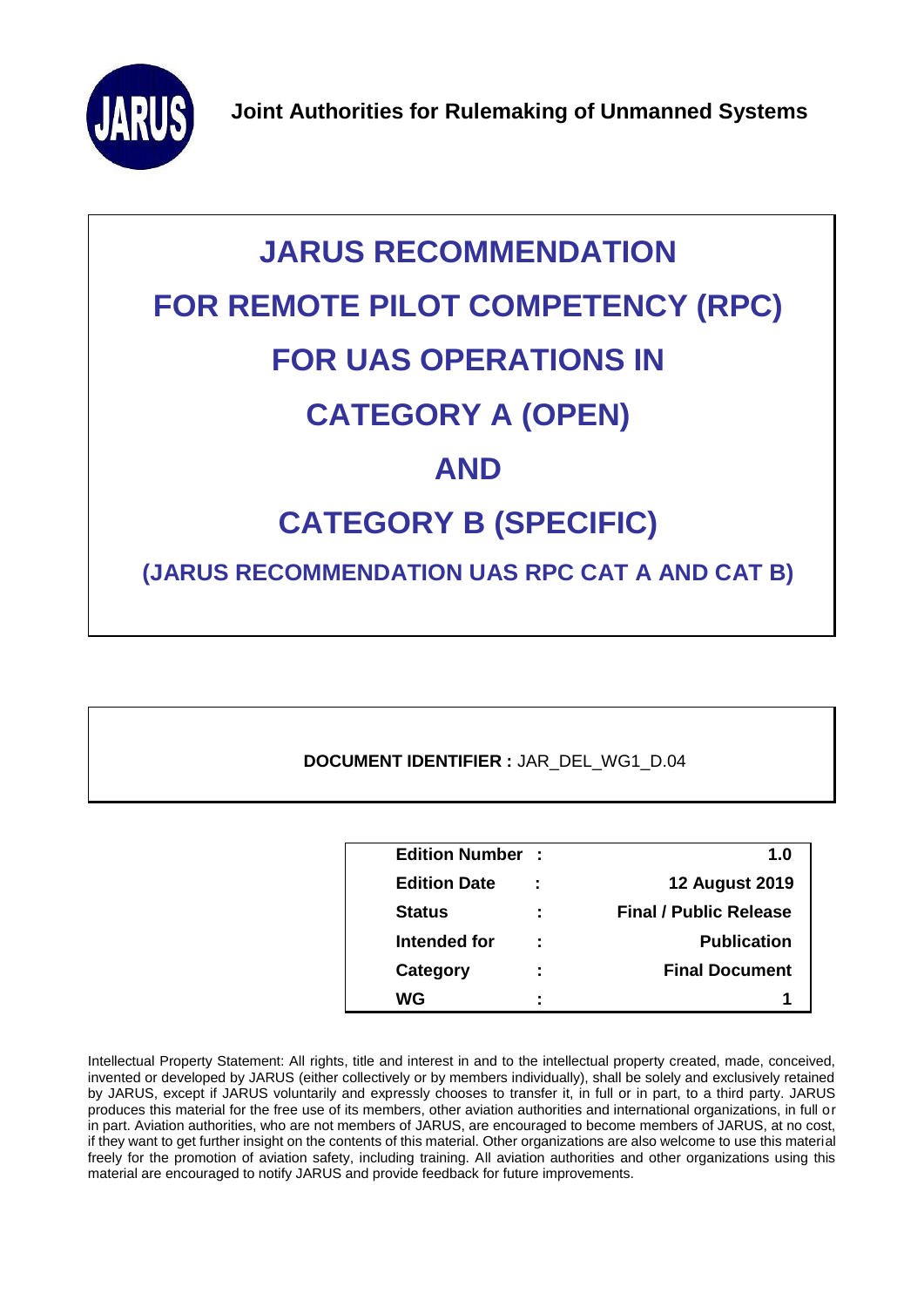**Joint Authorities for Rulemaking of Unmanned Systems**

# JARUS RECOMMENDATION FOR REMOTE PILOT COMPETENCY (RPC) FOR UAS OPERATIONS IN CATEGORY A (OPEN) AND CATEGORY B (SPECIFIC)

## (JARUS RECOMMENDATION UAS RPC CAT A AND CAT B)

**DOCUMENT IDENTIFIER :** JAR_DEL_WG1_D.04

| | | |
|---|---|---|
| **Edition Number** | **:** | **1.0** |
| **Edition Date** | **:** | **12 August 2019** |
| **Status** | **:** | **Final / Public Release** |
| **Intended for** | **:** | **Publication** |
| **Category** | **:** | **Final Document** |
| **WG** | **:** | **1** |

Intellectual Property Statement: All rights, title and interest in and to the intellectual property created, made, conceived, invented or developed by JARUS (either collectively or by members individually), shall be solely and exclusively retained by JARUS, except if JARUS voluntarily and expressly chooses to transfer it, in full or in part, to a third party. JARUS produces this material for the free use of its members, other aviation authorities and international organizations, in full or in part. Aviation authorities, who are not members of JARUS, are encouraged to become members of JARUS, at no cost, if they want to get further insight on the contents of this material. Other organizations are also welcome to use this material freely for the promotion of aviation safety, including training. All aviation authorities and other organizations using this material are encouraged to notify JARUS and provide feedback for future improvements.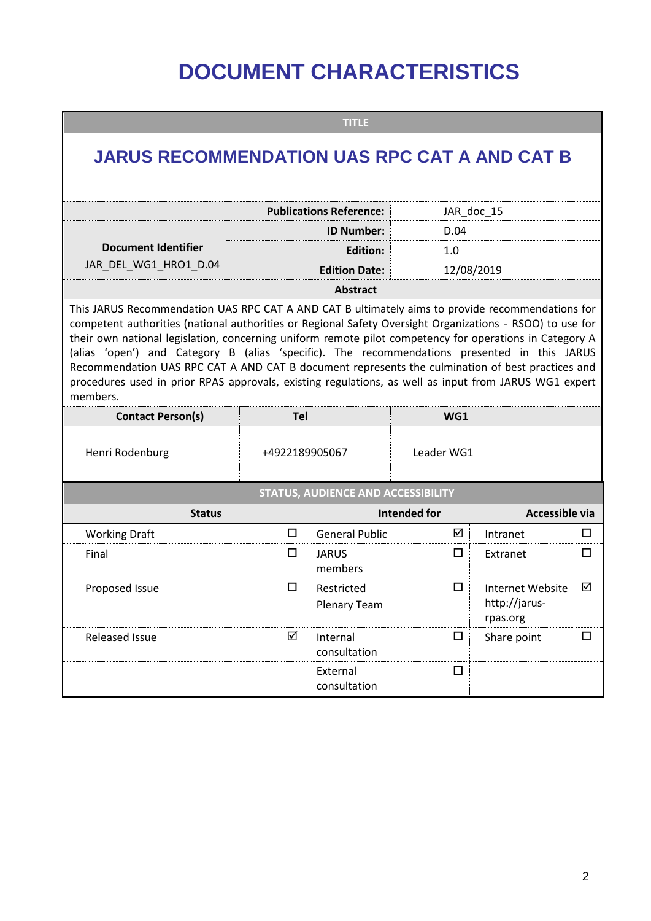# DOCUMENT CHARACTERISTICS

| TITLE | | |
|---|---|---|
| **JARUS RECOMMENDATION UAS RPC CAT A AND CAT B** | | |
| | **Publications Reference:** | JAR_doc_15 |
| **Document Identifier** JAR_DEL_WG1_HRO1_D.04 | **ID Number:** | D.04 |
| | **Edition:** | 1.0 |
| | **Edition Date:** | 12/08/2019 |

**Abstract**

This JARUS Recommendation UAS RPC CAT A AND CAT B ultimately aims to provide recommendations for competent authorities (national authorities or Regional Safety Oversight Organizations - RSOO) to use for their own national legislation, concerning uniform remote pilot competency for operations in Category A (alias 'open') and Category B (alias 'specific). The recommendations presented in this JARUS Recommendation UAS RPC CAT A AND CAT B document represents the culmination of best practices and procedures used in prior RPAS approvals, existing regulations, as well as input from JARUS WG1 expert members.

| Contact Person(s) | Tel | WG1 |
|---|---|---|
| Henri Rodenburg | +4922189905067 | Leader WG1 |

**STATUS, AUDIENCE AND ACCESSIBILITY**

| Status | | Intended for | | Accessible via | |
|---|---|---|---|---|---|
| Working Draft | ☐ | General Public | ☑ | Intranet | ☐ |
| Final | ☐ | JARUS members | ☐ | Extranet | ☐ |
| Proposed Issue | ☐ | Restricted Plenary Team | ☐ | Internet Website http://jarus-rpas.org | ☑ |
| Released Issue | ☑ | Internal consultation | ☐ | Share point | ☐ |
| | | External consultation | ☐ | | |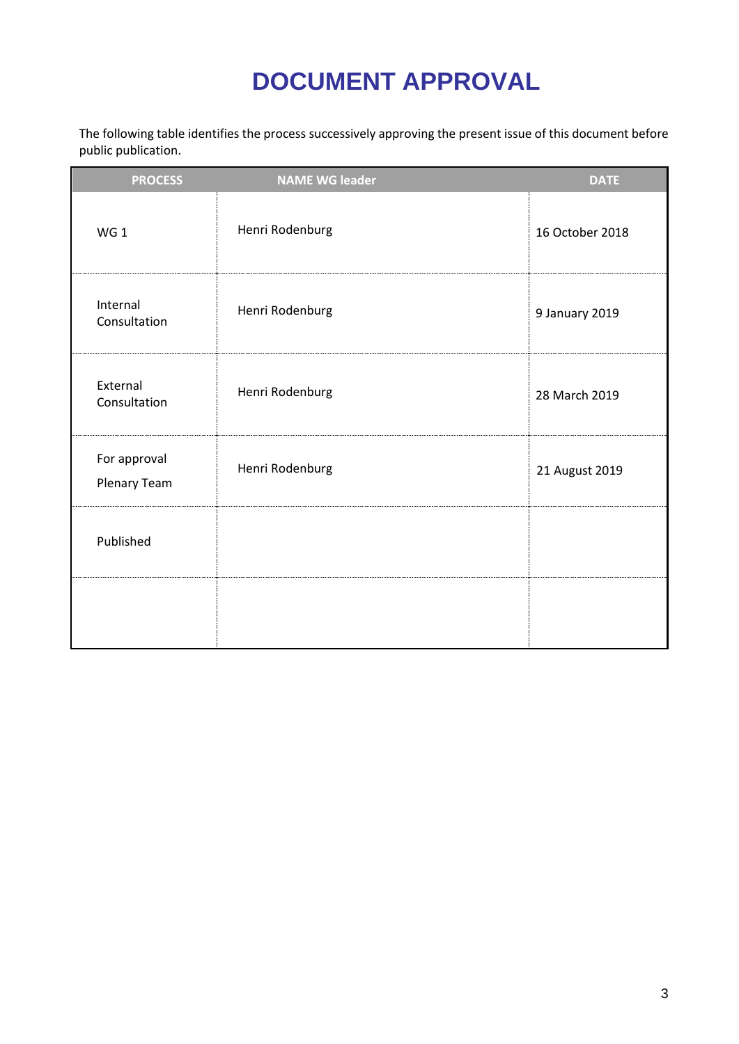# DOCUMENT APPROVAL

The following table identifies the process successively approving the present issue of this document before public publication.

| PROCESS | NAME WG leader | DATE |
|---|---|---|
| WG 1 | Henri Rodenburg | 16 October 2018 |
| Internal Consultation | Henri Rodenburg | 9 January 2019 |
| External Consultation | Henri Rodenburg | 28 March 2019 |
| For approval Plenary Team | Henri Rodenburg | 21 August 2019 |
| Published | | |
| | | |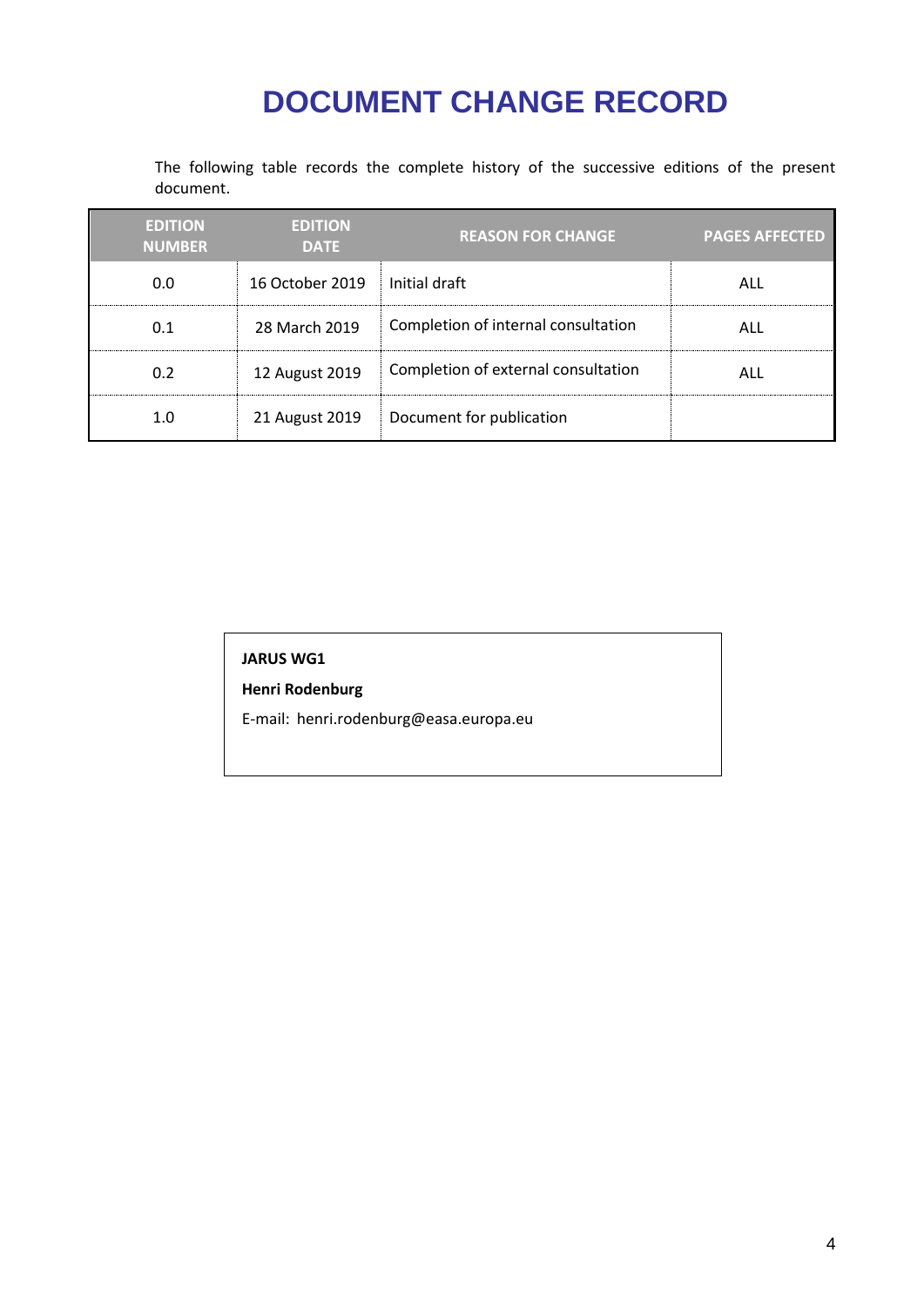# DOCUMENT CHANGE RECORD

The following table records the complete history of the successive editions of the present document.

| EDITION NUMBER | EDITION DATE | REASON FOR CHANGE | PAGES AFFECTED |
|---|---|---|---|
| 0.0 | 16 October 2019 | Initial draft | ALL |
| 0.1 | 28 March 2019 | Completion of internal consultation | ALL |
| 0.2 | 12 August 2019 | Completion of external consultation | ALL |
| 1.0 | 21 August 2019 | Document for publication | |

**JARUS WG1**

**Henri Rodenburg**

E-mail: henri.rodenburg@easa.europa.eu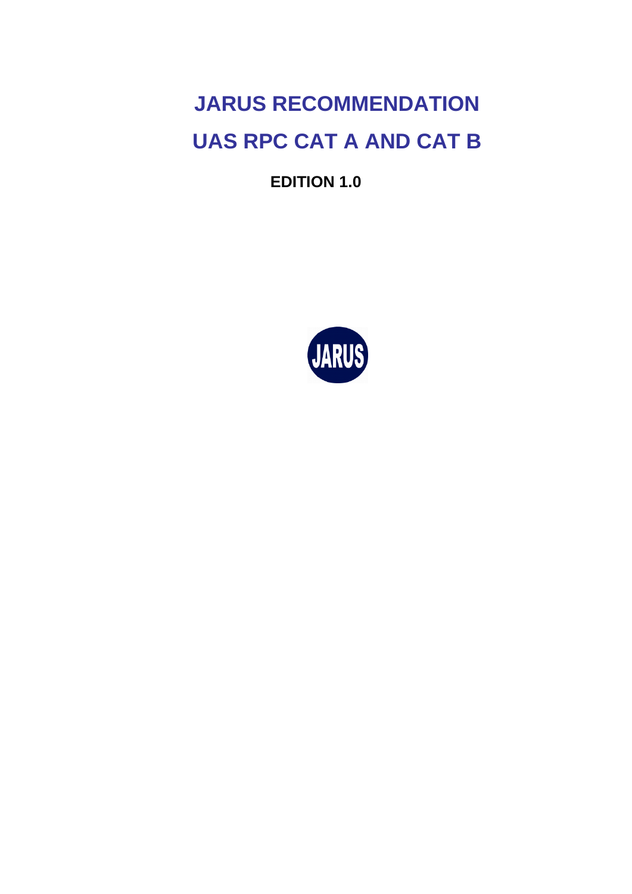# JARUS RECOMMENDATION

# UAS RPC CAT A AND CAT B

**EDITION 1.0**

JARUS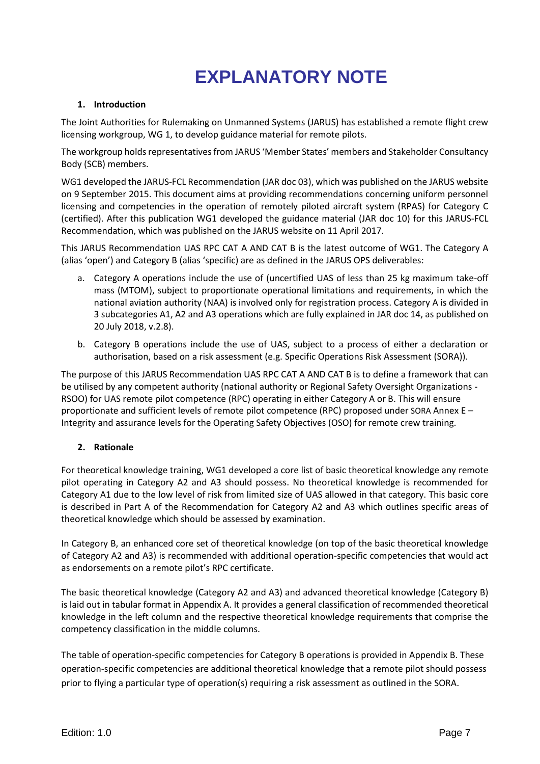# EXPLANATORY NOTE

## 1. Introduction

The Joint Authorities for Rulemaking on Unmanned Systems (JARUS) has established a remote flight crew licensing workgroup, WG 1, to develop guidance material for remote pilots.

The workgroup holds representatives from JARUS 'Member States' members and Stakeholder Consultancy Body (SCB) members.

WG1 developed the JARUS-FCL Recommendation (JAR doc 03), which was published on the JARUS website on 9 September 2015. This document aims at providing recommendations concerning uniform personnel licensing and competencies in the operation of remotely piloted aircraft system (RPAS) for Category C (certified). After this publication WG1 developed the guidance material (JAR doc 10) for this JARUS-FCL Recommendation, which was published on the JARUS website on 11 April 2017.

This JARUS Recommendation UAS RPC CAT A AND CAT B is the latest outcome of WG1. The Category A (alias 'open') and Category B (alias 'specific) are as defined in the JARUS OPS deliverables:

a. Category A operations include the use of (uncertified UAS of less than 25 kg maximum take-off mass (MTOM), subject to proportionate operational limitations and requirements, in which the national aviation authority (NAA) is involved only for registration process. Category A is divided in 3 subcategories A1, A2 and A3 operations which are fully explained in JAR doc 14, as published on 20 July 2018, v.2.8).

b. Category B operations include the use of UAS, subject to a process of either a declaration or authorisation, based on a risk assessment (e.g. Specific Operations Risk Assessment (SORA)).

The purpose of this JARUS Recommendation UAS RPC CAT A AND CAT B is to define a framework that can be utilised by any competent authority (national authority or Regional Safety Oversight Organizations - RSOO) for UAS remote pilot competence (RPC) operating in either Category A or B. This will ensure proportionate and sufficient levels of remote pilot competence (RPC) proposed under SORA Annex E – Integrity and assurance levels for the Operating Safety Objectives (OSO) for remote crew training.

## 2. Rationale

For theoretical knowledge training, WG1 developed a core list of basic theoretical knowledge any remote pilot operating in Category A2 and A3 should possess. No theoretical knowledge is recommended for Category A1 due to the low level of risk from limited size of UAS allowed in that category. This basic core is described in Part A of the Recommendation for Category A2 and A3 which outlines specific areas of theoretical knowledge which should be assessed by examination.

In Category B, an enhanced core set of theoretical knowledge (on top of the basic theoretical knowledge of Category A2 and A3) is recommended with additional operation-specific competencies that would act as endorsements on a remote pilot's RPC certificate.

The basic theoretical knowledge (Category A2 and A3) and advanced theoretical knowledge (Category B) is laid out in tabular format in Appendix A. It provides a general classification of recommended theoretical knowledge in the left column and the respective theoretical knowledge requirements that comprise the competency classification in the middle columns.

The table of operation-specific competencies for Category B operations is provided in Appendix B. These operation-specific competencies are additional theoretical knowledge that a remote pilot should possess prior to flying a particular type of operation(s) requiring a risk assessment as outlined in the SORA.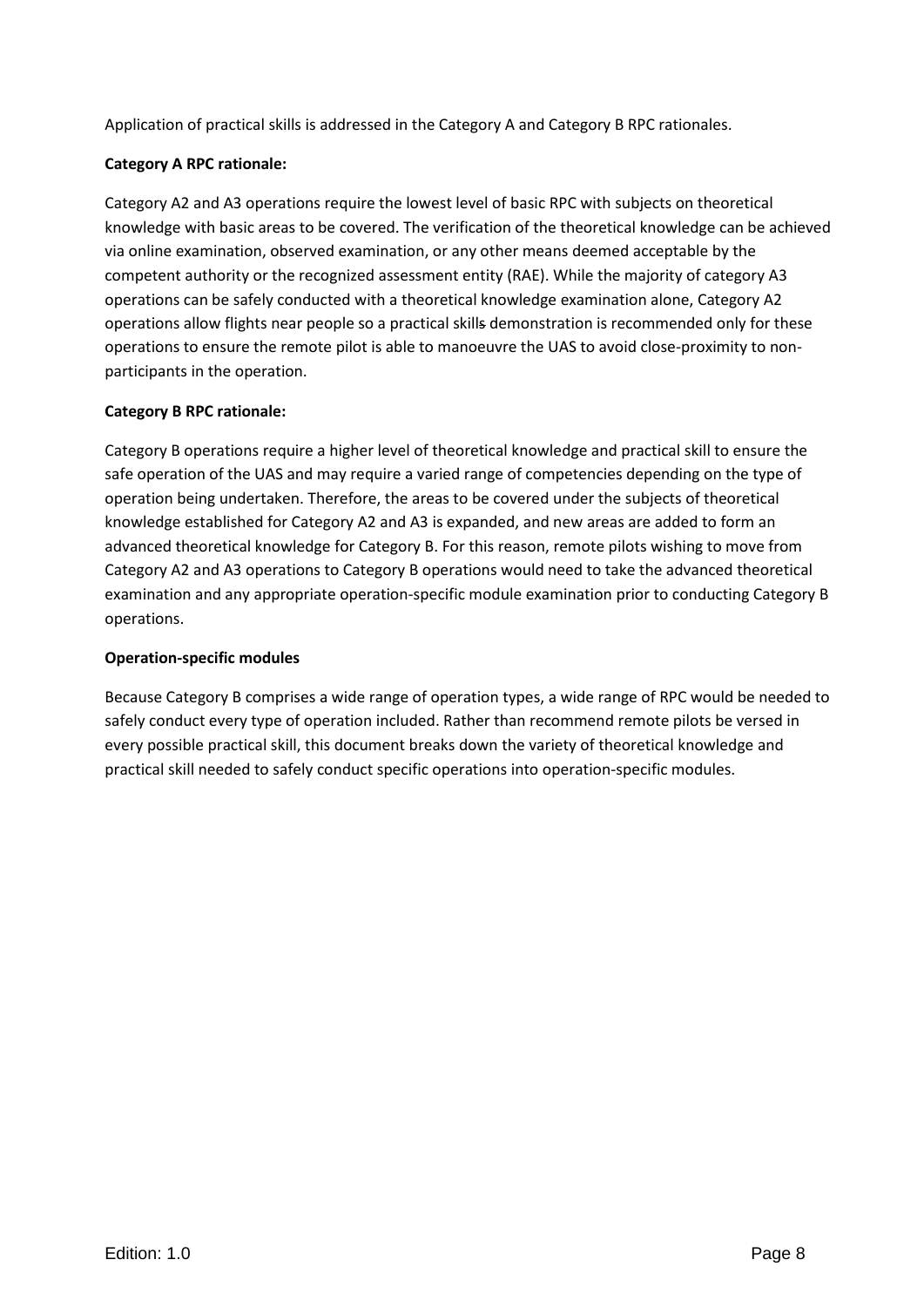Application of practical skills is addressed in the Category A and Category B RPC rationales.

**Category A RPC rationale:**

Category A2 and A3 operations require the lowest level of basic RPC with subjects on theoretical knowledge with basic areas to be covered. The verification of the theoretical knowledge can be achieved via online examination, observed examination, or any other means deemed acceptable by the competent authority or the recognized assessment entity (RAE). While the majority of category A3 operations can be safely conducted with a theoretical knowledge examination alone, Category A2 operations allow flights near people so a practical skills demonstration is recommended only for these operations to ensure the remote pilot is able to manoeuvre the UAS to avoid close-proximity to non-participants in the operation.

**Category B RPC rationale:**

Category B operations require a higher level of theoretical knowledge and practical skill to ensure the safe operation of the UAS and may require a varied range of competencies depending on the type of operation being undertaken. Therefore, the areas to be covered under the subjects of theoretical knowledge established for Category A2 and A3 is expanded, and new areas are added to form an advanced theoretical knowledge for Category B. For this reason, remote pilots wishing to move from Category A2 and A3 operations to Category B operations would need to take the advanced theoretical examination and any appropriate operation-specific module examination prior to conducting Category B operations.

**Operation-specific modules**

Because Category B comprises a wide range of operation types, a wide range of RPC would be needed to safely conduct every type of operation included. Rather than recommend remote pilots be versed in every possible practical skill, this document breaks down the variety of theoretical knowledge and practical skill needed to safely conduct specific operations into operation-specific modules.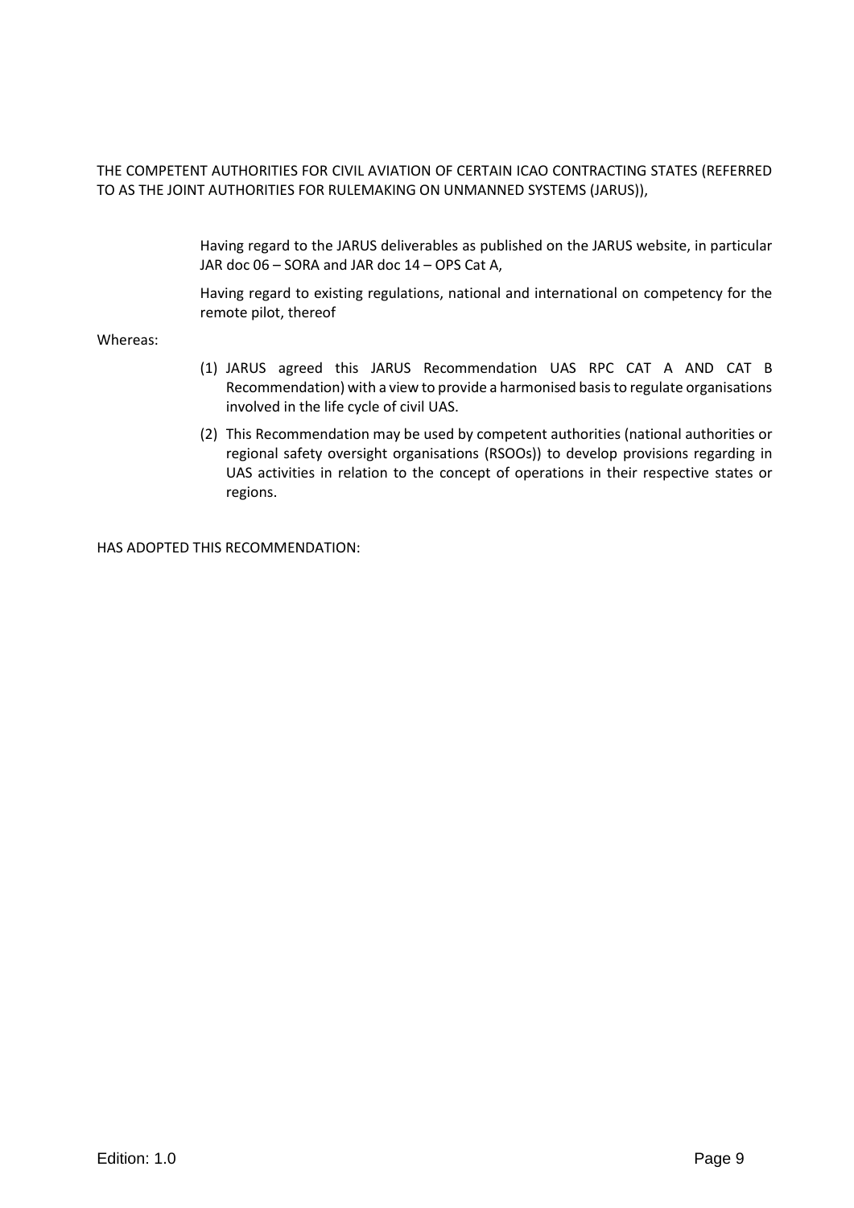THE COMPETENT AUTHORITIES FOR CIVIL AVIATION OF CERTAIN ICAO CONTRACTING STATES (REFERRED TO AS THE JOINT AUTHORITIES FOR RULEMAKING ON UNMANNED SYSTEMS (JARUS)),

Having regard to the JARUS deliverables as published on the JARUS website, in particular JAR doc 06 – SORA and JAR doc 14 – OPS Cat A,

Having regard to existing regulations, national and international on competency for the remote pilot, thereof

Whereas:

(1) JARUS agreed this JARUS Recommendation UAS RPC CAT A AND CAT B Recommendation) with a view to provide a harmonised basis to regulate organisations involved in the life cycle of civil UAS.

(2) This Recommendation may be used by competent authorities (national authorities or regional safety oversight organisations (RSOOs)) to develop provisions regarding in UAS activities in relation to the concept of operations in their respective states or regions.

HAS ADOPTED THIS RECOMMENDATION: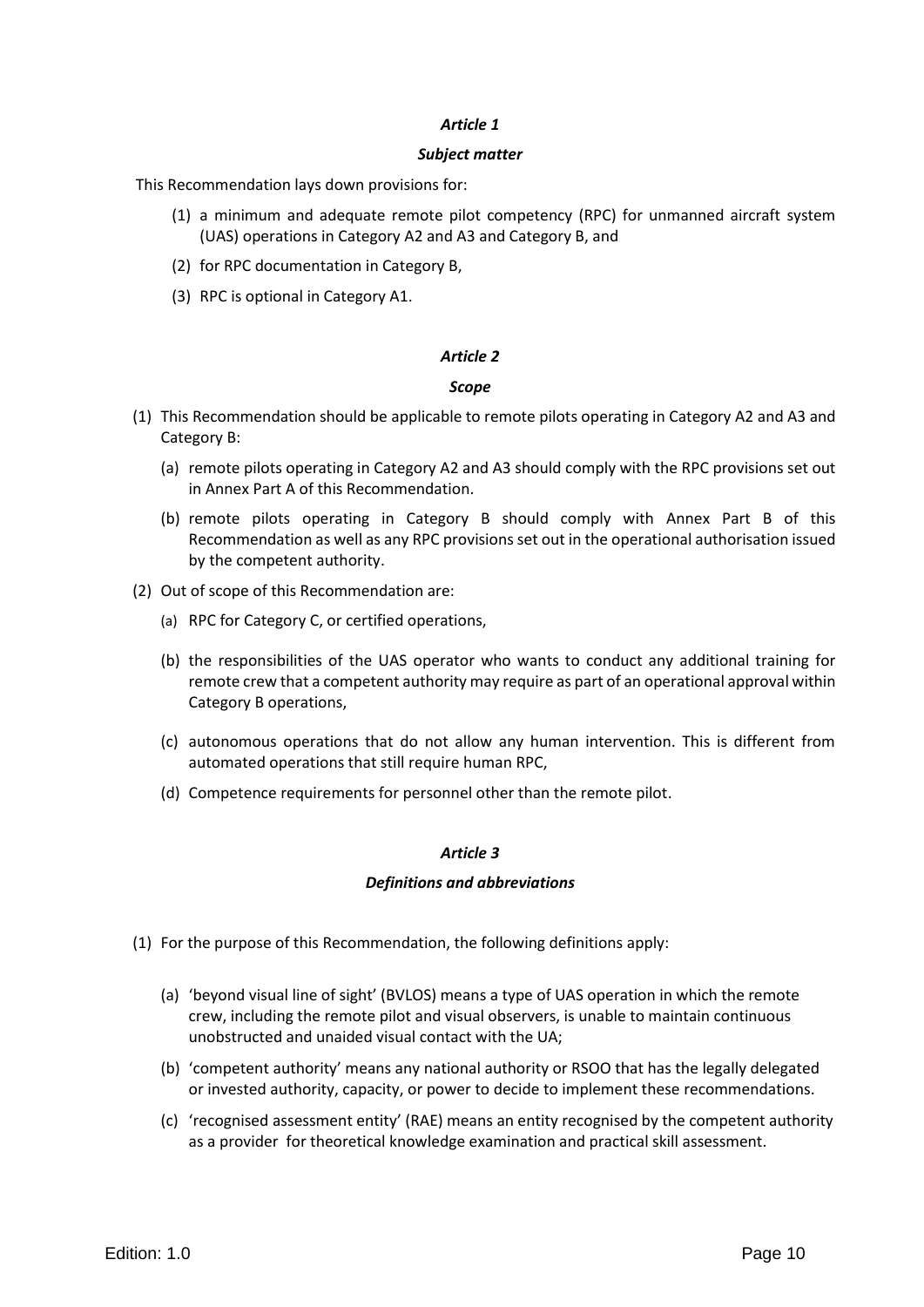### *Article 1*

### *Subject matter*

This Recommendation lays down provisions for:

(1) a minimum and adequate remote pilot competency (RPC) for unmanned aircraft system (UAS) operations in Category A2 and A3 and Category B, and

(2) for RPC documentation in Category B,

(3) RPC is optional in Category A1.

### *Article 2*

### *Scope*

(1) This Recommendation should be applicable to remote pilots operating in Category A2 and A3 and Category B:

   (a) remote pilots operating in Category A2 and A3 should comply with the RPC provisions set out in Annex Part A of this Recommendation.

   (b) remote pilots operating in Category B should comply with Annex Part B of this Recommendation as well as any RPC provisions set out in the operational authorisation issued by the competent authority.

(2) Out of scope of this Recommendation are:

   (a) RPC for Category C, or certified operations,

   (b) the responsibilities of the UAS operator who wants to conduct any additional training for remote crew that a competent authority may require as part of an operational approval within Category B operations,

   (c) autonomous operations that do not allow any human intervention. This is different from automated operations that still require human RPC,

   (d) Competence requirements for personnel other than the remote pilot.

### *Article 3*

### *Definitions and abbreviations*

(1) For the purpose of this Recommendation, the following definitions apply:

   (a) 'beyond visual line of sight' (BVLOS) means a type of UAS operation in which the remote crew, including the remote pilot and visual observers, is unable to maintain continuous unobstructed and unaided visual contact with the UA;

   (b) 'competent authority' means any national authority or RSOO that has the legally delegated or invested authority, capacity, or power to decide to implement these recommendations.

   (c) 'recognised assessment entity' (RAE) means an entity recognised by the competent authority as a provider for theoretical knowledge examination and practical skill assessment.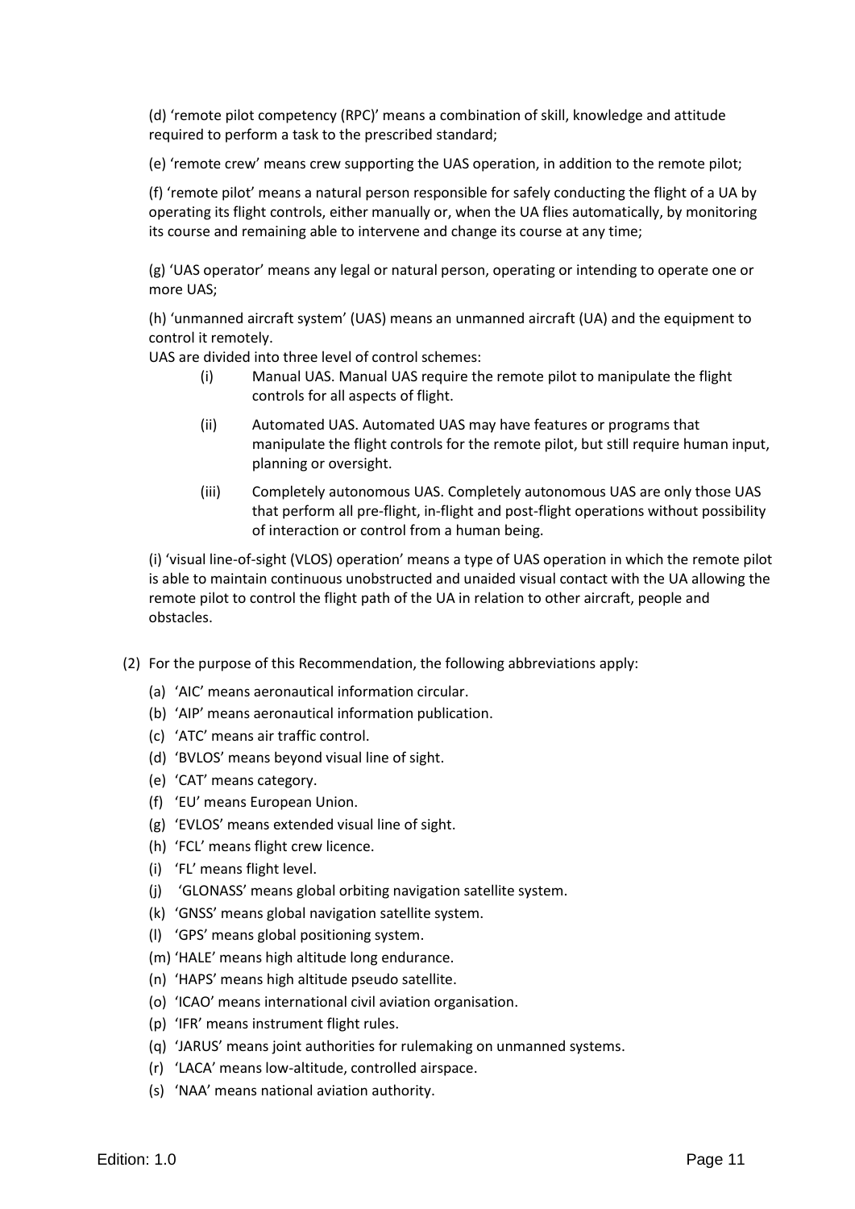(d) 'remote pilot competency (RPC)' means a combination of skill, knowledge and attitude required to perform a task to the prescribed standard;

(e) 'remote crew' means crew supporting the UAS operation, in addition to the remote pilot;

(f) 'remote pilot' means a natural person responsible for safely conducting the flight of a UA by operating its flight controls, either manually or, when the UA flies automatically, by monitoring its course and remaining able to intervene and change its course at any time;

(g) 'UAS operator' means any legal or natural person, operating or intending to operate one or more UAS;

(h) 'unmanned aircraft system' (UAS) means an unmanned aircraft (UA) and the equipment to control it remotely.

UAS are divided into three level of control schemes:

- (i) Manual UAS. Manual UAS require the remote pilot to manipulate the flight controls for all aspects of flight.
- (ii) Automated UAS. Automated UAS may have features or programs that manipulate the flight controls for the remote pilot, but still require human input, planning or oversight.
- (iii) Completely autonomous UAS. Completely autonomous UAS are only those UAS that perform all pre-flight, in-flight and post-flight operations without possibility of interaction or control from a human being.

(i) 'visual line-of-sight (VLOS) operation' means a type of UAS operation in which the remote pilot is able to maintain continuous unobstructed and unaided visual contact with the UA allowing the remote pilot to control the flight path of the UA in relation to other aircraft, people and obstacles.

(2) For the purpose of this Recommendation, the following abbreviations apply:

- (a) 'AIC' means aeronautical information circular.
- (b) 'AIP' means aeronautical information publication.
- (c) 'ATC' means air traffic control.
- (d) 'BVLOS' means beyond visual line of sight.
- (e) 'CAT' means category.
- (f) 'EU' means European Union.
- (g) 'EVLOS' means extended visual line of sight.
- (h) 'FCL' means flight crew licence.
- (i) 'FL' means flight level.
- (j) 'GLONASS' means global orbiting navigation satellite system.
- (k) 'GNSS' means global navigation satellite system.
- (l) 'GPS' means global positioning system.
- (m) 'HALE' means high altitude long endurance.
- (n) 'HAPS' means high altitude pseudo satellite.
- (o) 'ICAO' means international civil aviation organisation.
- (p) 'IFR' means instrument flight rules.
- (q) 'JARUS' means joint authorities for rulemaking on unmanned systems.
- (r) 'LACA' means low-altitude, controlled airspace.
- (s) 'NAA' means national aviation authority.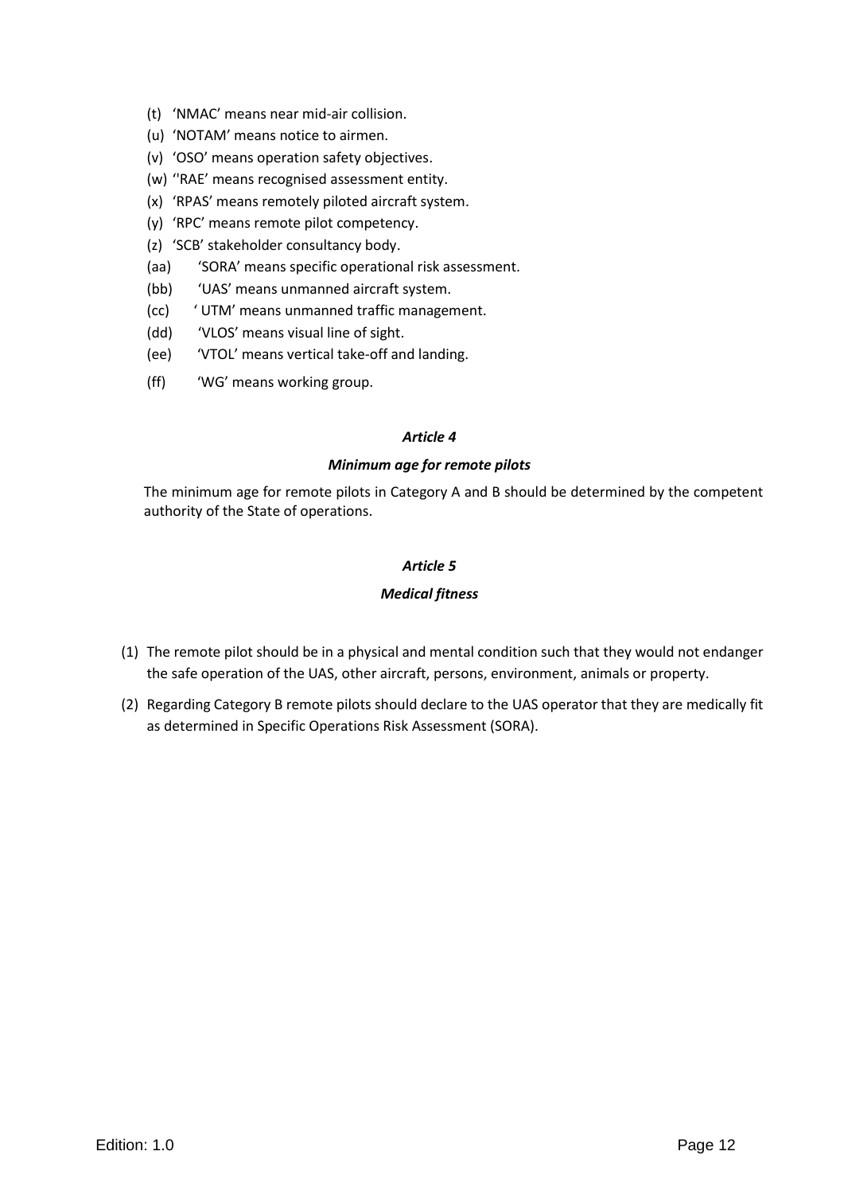(t) 'NMAC' means near mid-air collision.

(u) 'NOTAM' means notice to airmen.

(v) 'OSO' means operation safety objectives.

(w) ''RAE' means recognised assessment entity.

(x) 'RPAS' means remotely piloted aircraft system.

(y) 'RPC' means remote pilot competency.

(z) 'SCB' stakeholder consultancy body.

(aa) 'SORA' means specific operational risk assessment.

(bb) 'UAS' means unmanned aircraft system.

(cc) ' UTM' means unmanned traffic management.

(dd) 'VLOS' means visual line of sight.

(ee) 'VTOL' means vertical take-off and landing.

(ff) 'WG' means working group.

### *Article 4*

### *Minimum age for remote pilots*

The minimum age for remote pilots in Category A and B should be determined by the competent authority of the State of operations.

### *Article 5*

### *Medical fitness*

(1) The remote pilot should be in a physical and mental condition such that they would not endanger the safe operation of the UAS, other aircraft, persons, environment, animals or property.

(2) Regarding Category B remote pilots should declare to the UAS operator that they are medically fit as determined in Specific Operations Risk Assessment (SORA).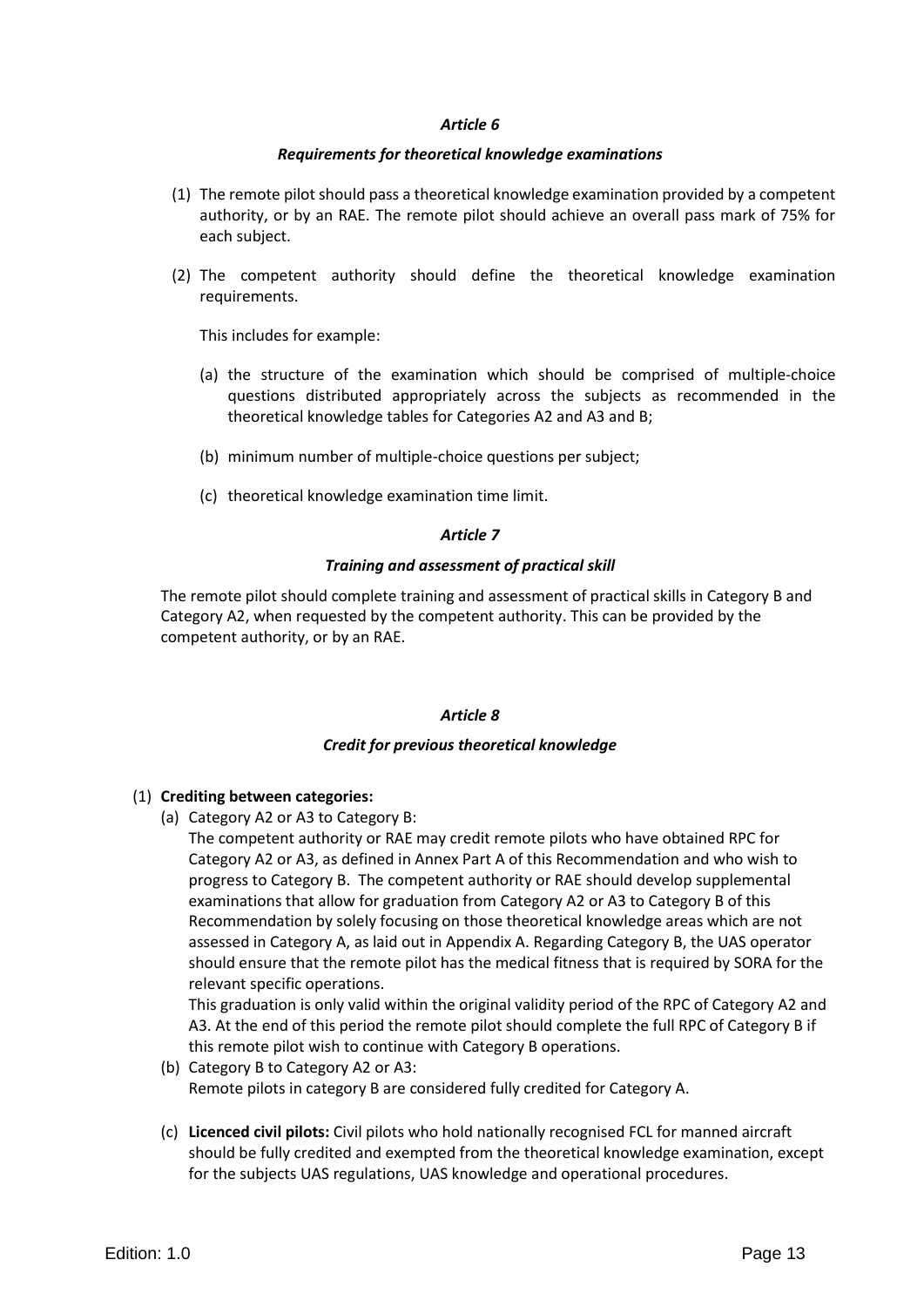### *Article 6*

### *Requirements for theoretical knowledge examinations*

(1) The remote pilot should pass a theoretical knowledge examination provided by a competent authority, or by an RAE. The remote pilot should achieve an overall pass mark of 75% for each subject.

(2) The competent authority should define the theoretical knowledge examination requirements.

This includes for example:

(a) the structure of the examination which should be comprised of multiple-choice questions distributed appropriately across the subjects as recommended in the theoretical knowledge tables for Categories A2 and A3 and B;

(b) minimum number of multiple-choice questions per subject;

(c) theoretical knowledge examination time limit.

### *Article 7*

### *Training and assessment of practical skill*

The remote pilot should complete training and assessment of practical skills in Category B and Category A2, when requested by the competent authority. This can be provided by the competent authority, or by an RAE.

### *Article 8*

### *Credit for previous theoretical knowledge*

(1) **Crediting between categories:**

(a) Category A2 or A3 to Category B:
The competent authority or RAE may credit remote pilots who have obtained RPC for Category A2 or A3, as defined in Annex Part A of this Recommendation and who wish to progress to Category B. The competent authority or RAE should develop supplemental examinations that allow for graduation from Category A2 or A3 to Category B of this Recommendation by solely focusing on those theoretical knowledge areas which are not assessed in Category A, as laid out in Appendix A. Regarding Category B, the UAS operator should ensure that the remote pilot has the medical fitness that is required by SORA for the relevant specific operations.
This graduation is only valid within the original validity period of the RPC of Category A2 and A3. At the end of this period the remote pilot should complete the full RPC of Category B if this remote pilot wish to continue with Category B operations.

(b) Category B to Category A2 or A3:
Remote pilots in category B are considered fully credited for Category A.

(c) **Licenced civil pilots:** Civil pilots who hold nationally recognised FCL for manned aircraft should be fully credited and exempted from the theoretical knowledge examination, except for the subjects UAS regulations, UAS knowledge and operational procedures.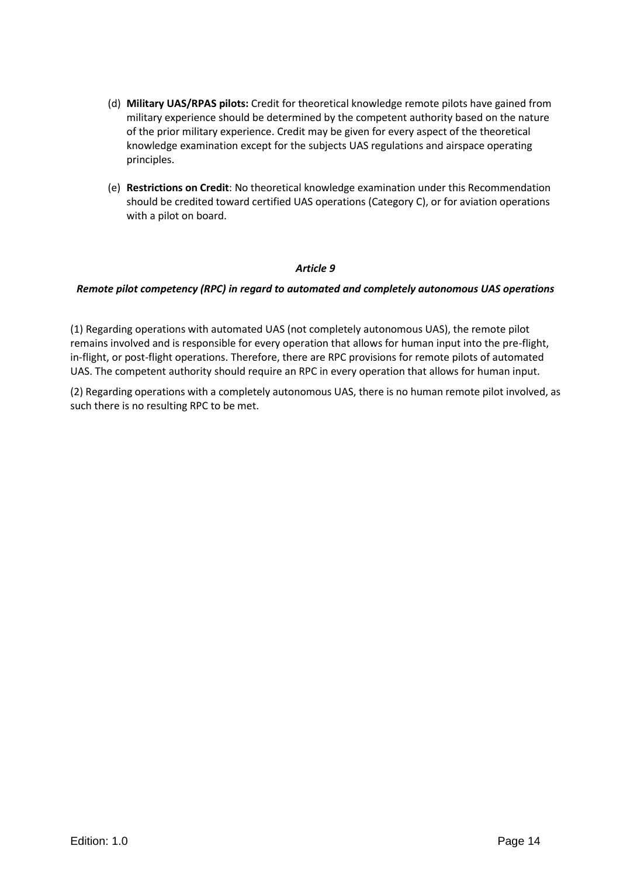(d) **Military UAS/RPAS pilots:** Credit for theoretical knowledge remote pilots have gained from military experience should be determined by the competent authority based on the nature of the prior military experience. Credit may be given for every aspect of the theoretical knowledge examination except for the subjects UAS regulations and airspace operating principles.

(e) **Restrictions on Credit**: No theoretical knowledge examination under this Recommendation should be credited toward certified UAS operations (Category C), or for aviation operations with a pilot on board.

### *Article 9*

### *Remote pilot competency (RPC) in regard to automated and completely autonomous UAS operations*

(1) Regarding operations with automated UAS (not completely autonomous UAS), the remote pilot remains involved and is responsible for every operation that allows for human input into the pre-flight, in-flight, or post-flight operations. Therefore, there are RPC provisions for remote pilots of automated UAS. The competent authority should require an RPC in every operation that allows for human input.

(2) Regarding operations with a completely autonomous UAS, there is no human remote pilot involved, as such there is no resulting RPC to be met.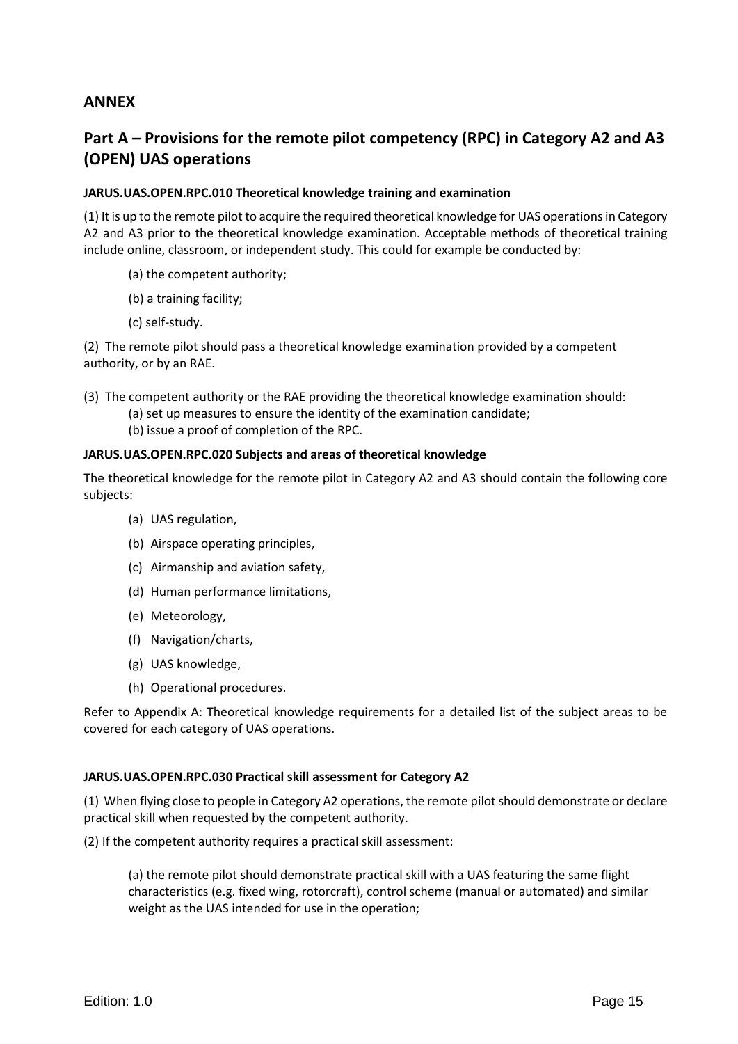## ANNEX

## Part A – Provisions for the remote pilot competency (RPC) in Category A2 and A3 (OPEN) UAS operations

#### JARUS.UAS.OPEN.RPC.010 Theoretical knowledge training and examination

(1) It is up to the remote pilot to acquire the required theoretical knowledge for UAS operations in Category A2 and A3 prior to the theoretical knowledge examination. Acceptable methods of theoretical training include online, classroom, or independent study. This could for example be conducted by:

(a) the competent authority;

(b) a training facility;

(c) self-study.

(2) The remote pilot should pass a theoretical knowledge examination provided by a competent authority, or by an RAE.

(3) The competent authority or the RAE providing the theoretical knowledge examination should:

(a) set up measures to ensure the identity of the examination candidate;

(b) issue a proof of completion of the RPC.

#### JARUS.UAS.OPEN.RPC.020 Subjects and areas of theoretical knowledge

The theoretical knowledge for the remote pilot in Category A2 and A3 should contain the following core subjects:

(a) UAS regulation,

(b) Airspace operating principles,

(c) Airmanship and aviation safety,

(d) Human performance limitations,

(e) Meteorology,

(f) Navigation/charts,

(g) UAS knowledge,

(h) Operational procedures.

Refer to Appendix A: Theoretical knowledge requirements for a detailed list of the subject areas to be covered for each category of UAS operations.

#### JARUS.UAS.OPEN.RPC.030 Practical skill assessment for Category A2

(1) When flying close to people in Category A2 operations, the remote pilot should demonstrate or declare practical skill when requested by the competent authority.

(2) If the competent authority requires a practical skill assessment:

(a) the remote pilot should demonstrate practical skill with a UAS featuring the same flight characteristics (e.g. fixed wing, rotorcraft), control scheme (manual or automated) and similar weight as the UAS intended for use in the operation;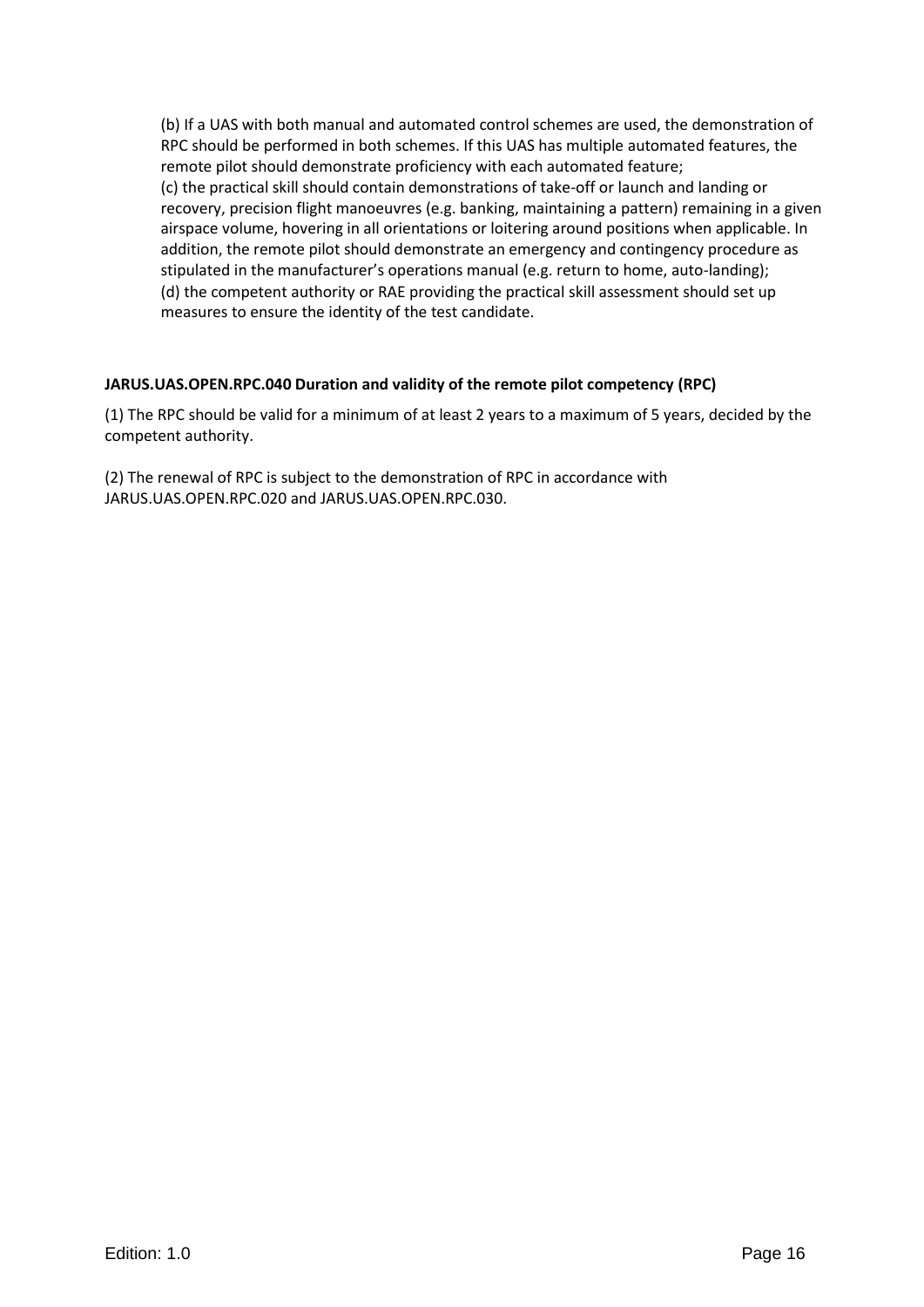(b) If a UAS with both manual and automated control schemes are used, the demonstration of RPC should be performed in both schemes. If this UAS has multiple automated features, the remote pilot should demonstrate proficiency with each automated feature;
(c) the practical skill should contain demonstrations of take-off or launch and landing or recovery, precision flight manoeuvres (e.g. banking, maintaining a pattern) remaining in a given airspace volume, hovering in all orientations or loitering around positions when applicable. In addition, the remote pilot should demonstrate an emergency and contingency procedure as stipulated in the manufacturer's operations manual (e.g. return to home, auto-landing);
(d) the competent authority or RAE providing the practical skill assessment should set up measures to ensure the identity of the test candidate.

**JARUS.UAS.OPEN.RPC.040 Duration and validity of the remote pilot competency (RPC)**

(1) The RPC should be valid for a minimum of at least 2 years to a maximum of 5 years, decided by the competent authority.

(2) The renewal of RPC is subject to the demonstration of RPC in accordance with JARUS.UAS.OPEN.RPC.020 and JARUS.UAS.OPEN.RPC.030.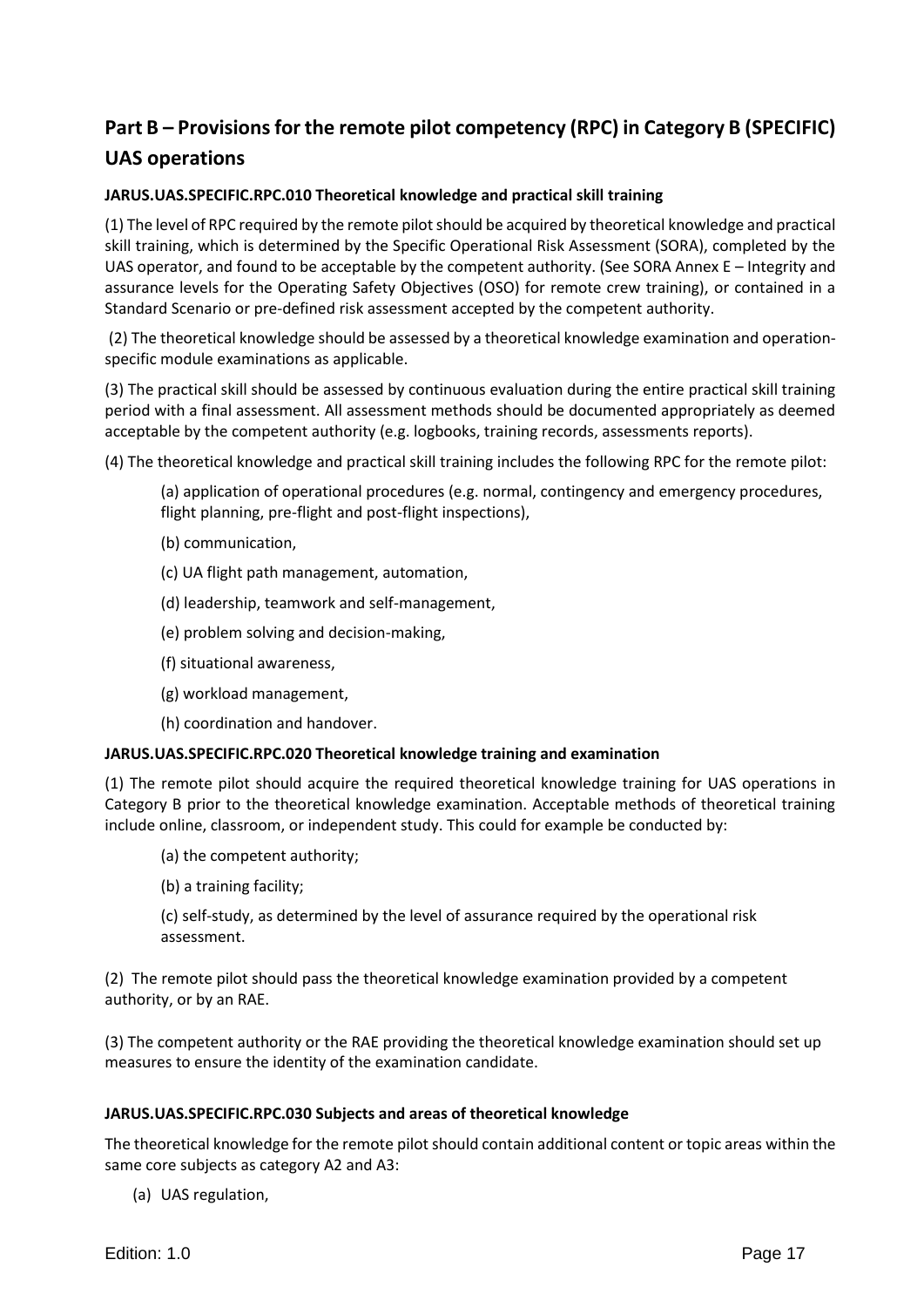## Part B – Provisions for the remote pilot competency (RPC) in Category B (SPECIFIC) UAS operations

### JARUS.UAS.SPECIFIC.RPC.010 Theoretical knowledge and practical skill training

(1) The level of RPC required by the remote pilot should be acquired by theoretical knowledge and practical skill training, which is determined by the Specific Operational Risk Assessment (SORA), completed by the UAS operator, and found to be acceptable by the competent authority. (See SORA Annex E – Integrity and assurance levels for the Operating Safety Objectives (OSO) for remote crew training), or contained in a Standard Scenario or pre-defined risk assessment accepted by the competent authority.

(2) The theoretical knowledge should be assessed by a theoretical knowledge examination and operation-specific module examinations as applicable.

(3) The practical skill should be assessed by continuous evaluation during the entire practical skill training period with a final assessment. All assessment methods should be documented appropriately as deemed acceptable by the competent authority (e.g. logbooks, training records, assessments reports).

(4) The theoretical knowledge and practical skill training includes the following RPC for the remote pilot:

(a) application of operational procedures (e.g. normal, contingency and emergency procedures, flight planning, pre-flight and post-flight inspections),

(b) communication,

(c) UA flight path management, automation,

(d) leadership, teamwork and self-management,

(e) problem solving and decision-making,

(f) situational awareness,

(g) workload management,

(h) coordination and handover.

### JARUS.UAS.SPECIFIC.RPC.020 Theoretical knowledge training and examination

(1) The remote pilot should acquire the required theoretical knowledge training for UAS operations in Category B prior to the theoretical knowledge examination. Acceptable methods of theoretical training include online, classroom, or independent study. This could for example be conducted by:

(a) the competent authority;

(b) a training facility;

(c) self-study, as determined by the level of assurance required by the operational risk assessment.

(2) The remote pilot should pass the theoretical knowledge examination provided by a competent authority, or by an RAE.

(3) The competent authority or the RAE providing the theoretical knowledge examination should set up measures to ensure the identity of the examination candidate.

### JARUS.UAS.SPECIFIC.RPC.030 Subjects and areas of theoretical knowledge

The theoretical knowledge for the remote pilot should contain additional content or topic areas within the same core subjects as category A2 and A3:

(a) UAS regulation,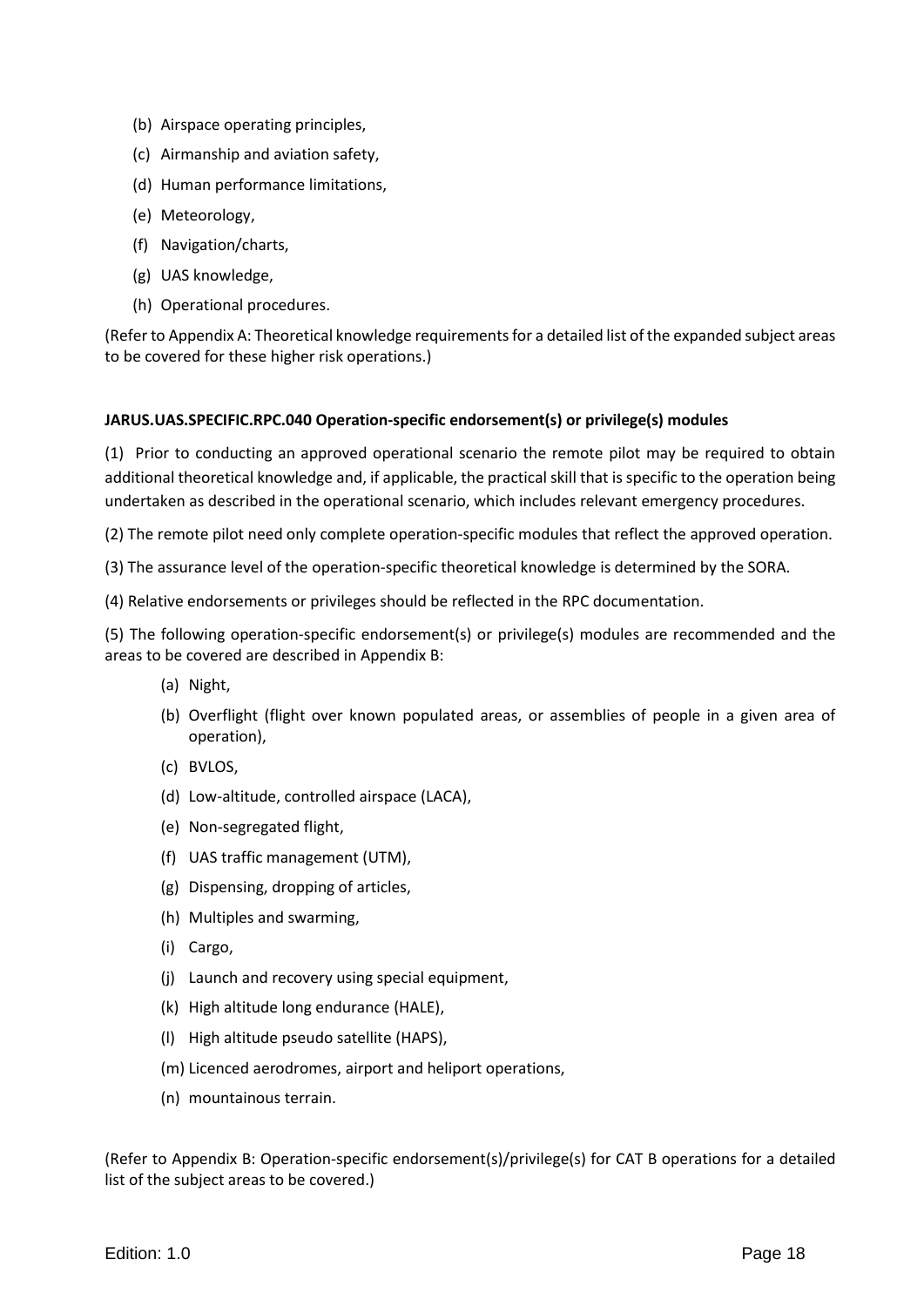(b) Airspace operating principles,

(c) Airmanship and aviation safety,

(d) Human performance limitations,

(e) Meteorology,

(f) Navigation/charts,

(g) UAS knowledge,

(h) Operational procedures.

(Refer to Appendix A: Theoretical knowledge requirements for a detailed list of the expanded subject areas to be covered for these higher risk operations.)

**JARUS.UAS.SPECIFIC.RPC.040 Operation-specific endorsement(s) or privilege(s) modules**

(1) Prior to conducting an approved operational scenario the remote pilot may be required to obtain additional theoretical knowledge and, if applicable, the practical skill that is specific to the operation being undertaken as described in the operational scenario, which includes relevant emergency procedures.

(2) The remote pilot need only complete operation-specific modules that reflect the approved operation.

(3) The assurance level of the operation-specific theoretical knowledge is determined by the SORA.

(4) Relative endorsements or privileges should be reflected in the RPC documentation.

(5) The following operation-specific endorsement(s) or privilege(s) modules are recommended and the areas to be covered are described in Appendix B:

(a) Night,

(b) Overflight (flight over known populated areas, or assemblies of people in a given area of operation),

(c) BVLOS,

(d) Low-altitude, controlled airspace (LACA),

(e) Non-segregated flight,

(f) UAS traffic management (UTM),

(g) Dispensing, dropping of articles,

(h) Multiples and swarming,

(i) Cargo,

(j) Launch and recovery using special equipment,

(k) High altitude long endurance (HALE),

(l) High altitude pseudo satellite (HAPS),

(m) Licenced aerodromes, airport and heliport operations,

(n) mountainous terrain.

(Refer to Appendix B: Operation-specific endorsement(s)/privilege(s) for CAT B operations for a detailed list of the subject areas to be covered.)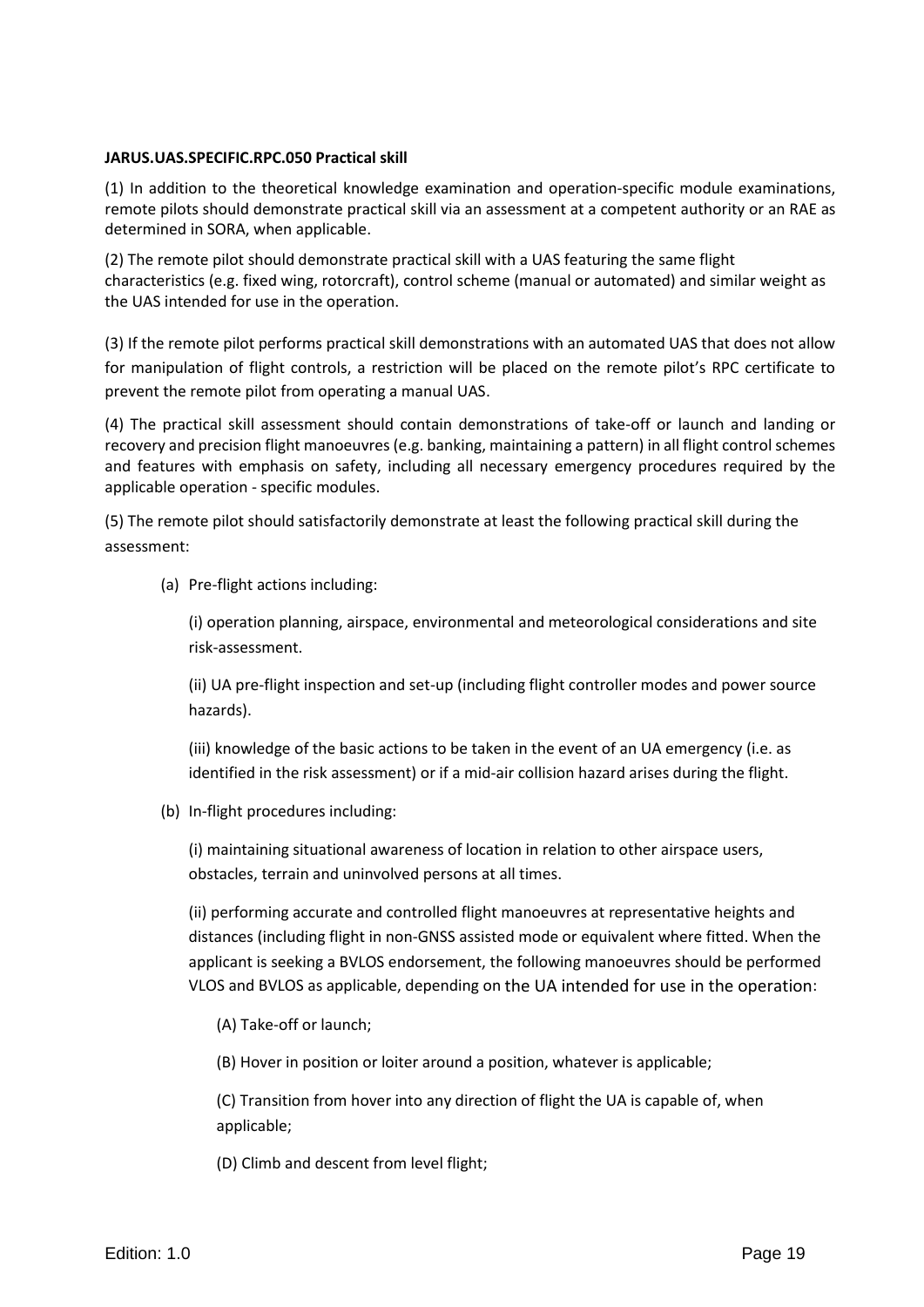**JARUS.UAS.SPECIFIC.RPC.050 Practical skill**

(1) In addition to the theoretical knowledge examination and operation-specific module examinations, remote pilots should demonstrate practical skill via an assessment at a competent authority or an RAE as determined in SORA, when applicable.

(2) The remote pilot should demonstrate practical skill with a UAS featuring the same flight characteristics (e.g. fixed wing, rotorcraft), control scheme (manual or automated) and similar weight as the UAS intended for use in the operation.

(3) If the remote pilot performs practical skill demonstrations with an automated UAS that does not allow for manipulation of flight controls, a restriction will be placed on the remote pilot's RPC certificate to prevent the remote pilot from operating a manual UAS.

(4) The practical skill assessment should contain demonstrations of take-off or launch and landing or recovery and precision flight manoeuvres (e.g. banking, maintaining a pattern) in all flight control schemes and features with emphasis on safety, including all necessary emergency procedures required by the applicable operation - specific modules.

(5) The remote pilot should satisfactorily demonstrate at least the following practical skill during the assessment:

(a) Pre-flight actions including:

(i) operation planning, airspace, environmental and meteorological considerations and site risk-assessment.

(ii) UA pre-flight inspection and set-up (including flight controller modes and power source hazards).

(iii) knowledge of the basic actions to be taken in the event of an UA emergency (i.e. as identified in the risk assessment) or if a mid-air collision hazard arises during the flight.

(b) In-flight procedures including:

(i) maintaining situational awareness of location in relation to other airspace users, obstacles, terrain and uninvolved persons at all times.

(ii) performing accurate and controlled flight manoeuvres at representative heights and distances (including flight in non-GNSS assisted mode or equivalent where fitted. When the applicant is seeking a BVLOS endorsement, the following manoeuvres should be performed VLOS and BVLOS as applicable, depending on the UA intended for use in the operation:

(A) Take-off or launch;

(B) Hover in position or loiter around a position, whatever is applicable;

(C) Transition from hover into any direction of flight the UA is capable of, when applicable;

(D) Climb and descent from level flight;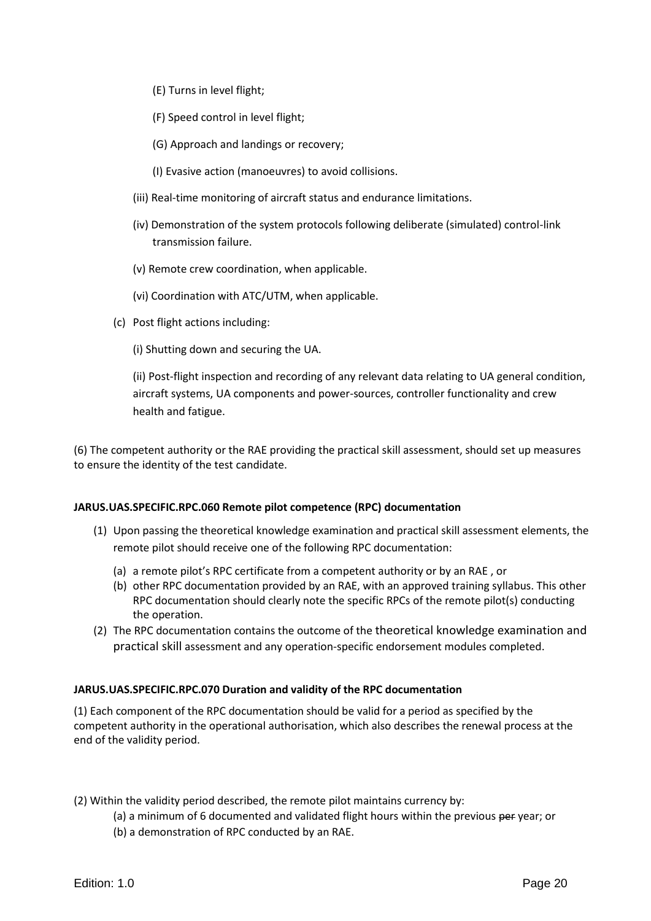(E) Turns in level flight;

(F) Speed control in level flight;

(G) Approach and landings or recovery;

(I) Evasive action (manoeuvres) to avoid collisions.

(iii) Real-time monitoring of aircraft status and endurance limitations.

(iv) Demonstration of the system protocols following deliberate (simulated) control-link transmission failure.

(v) Remote crew coordination, when applicable.

(vi) Coordination with ATC/UTM, when applicable.

(c) Post flight actions including:

(i) Shutting down and securing the UA.

(ii) Post-flight inspection and recording of any relevant data relating to UA general condition, aircraft systems, UA components and power-sources, controller functionality and crew health and fatigue.

(6) The competent authority or the RAE providing the practical skill assessment, should set up measures to ensure the identity of the test candidate.

**JARUS.UAS.SPECIFIC.RPC.060 Remote pilot competence (RPC) documentation**

(1) Upon passing the theoretical knowledge examination and practical skill assessment elements, the remote pilot should receive one of the following RPC documentation:

(a) a remote pilot's RPC certificate from a competent authority or by an RAE , or

(b) other RPC documentation provided by an RAE, with an approved training syllabus. This other RPC documentation should clearly note the specific RPCs of the remote pilot(s) conducting the operation.

(2) The RPC documentation contains the outcome of the theoretical knowledge examination and practical skill assessment and any operation-specific endorsement modules completed.

**JARUS.UAS.SPECIFIC.RPC.070 Duration and validity of the RPC documentation**

(1) Each component of the RPC documentation should be valid for a period as specified by the competent authority in the operational authorisation, which also describes the renewal process at the end of the validity period.

(2) Within the validity period described, the remote pilot maintains currency by:

(a) a minimum of 6 documented and validated flight hours within the previous ~~per~~ year; or

(b) a demonstration of RPC conducted by an RAE.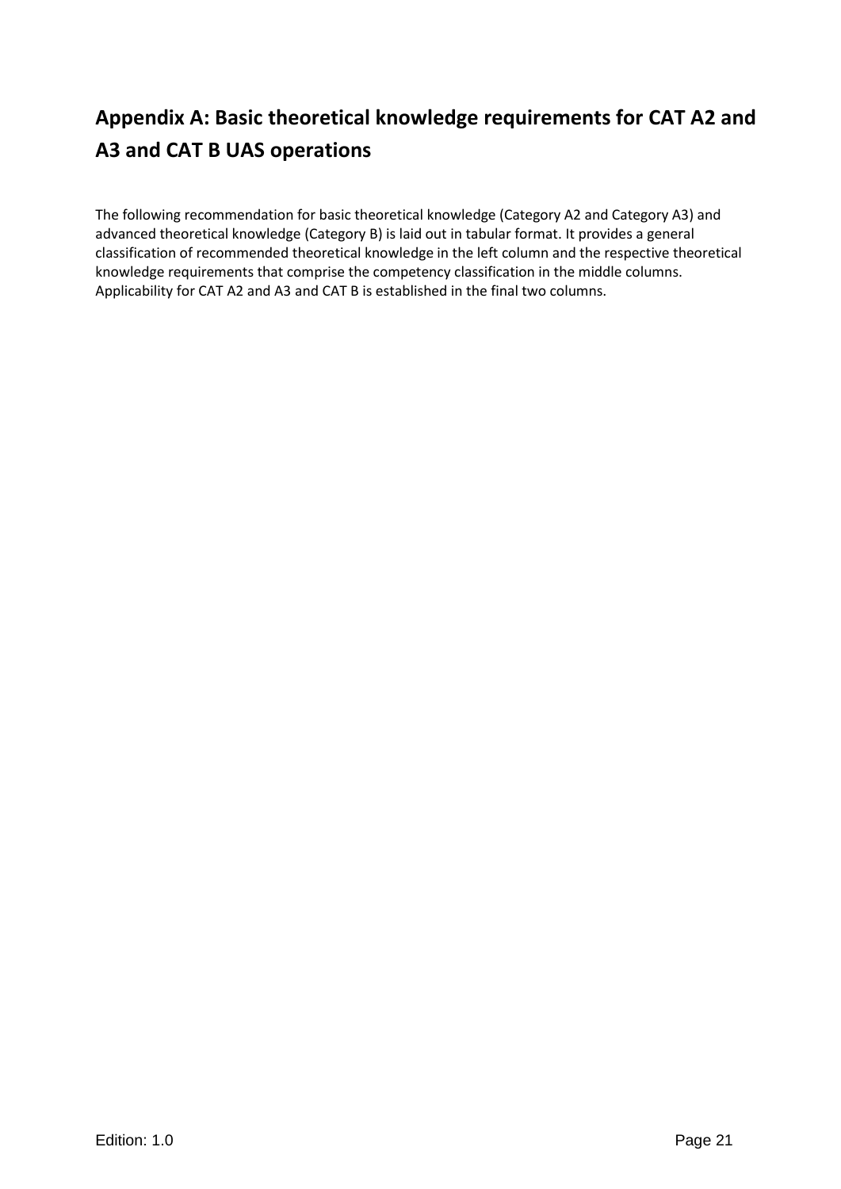## Appendix A: Basic theoretical knowledge requirements for CAT A2 and A3 and CAT B UAS operations

The following recommendation for basic theoretical knowledge (Category A2 and Category A3) and advanced theoretical knowledge (Category B) is laid out in tabular format. It provides a general classification of recommended theoretical knowledge in the left column and the respective theoretical knowledge requirements that comprise the competency classification in the middle columns. Applicability for CAT A2 and A3 and CAT B is established in the final two columns.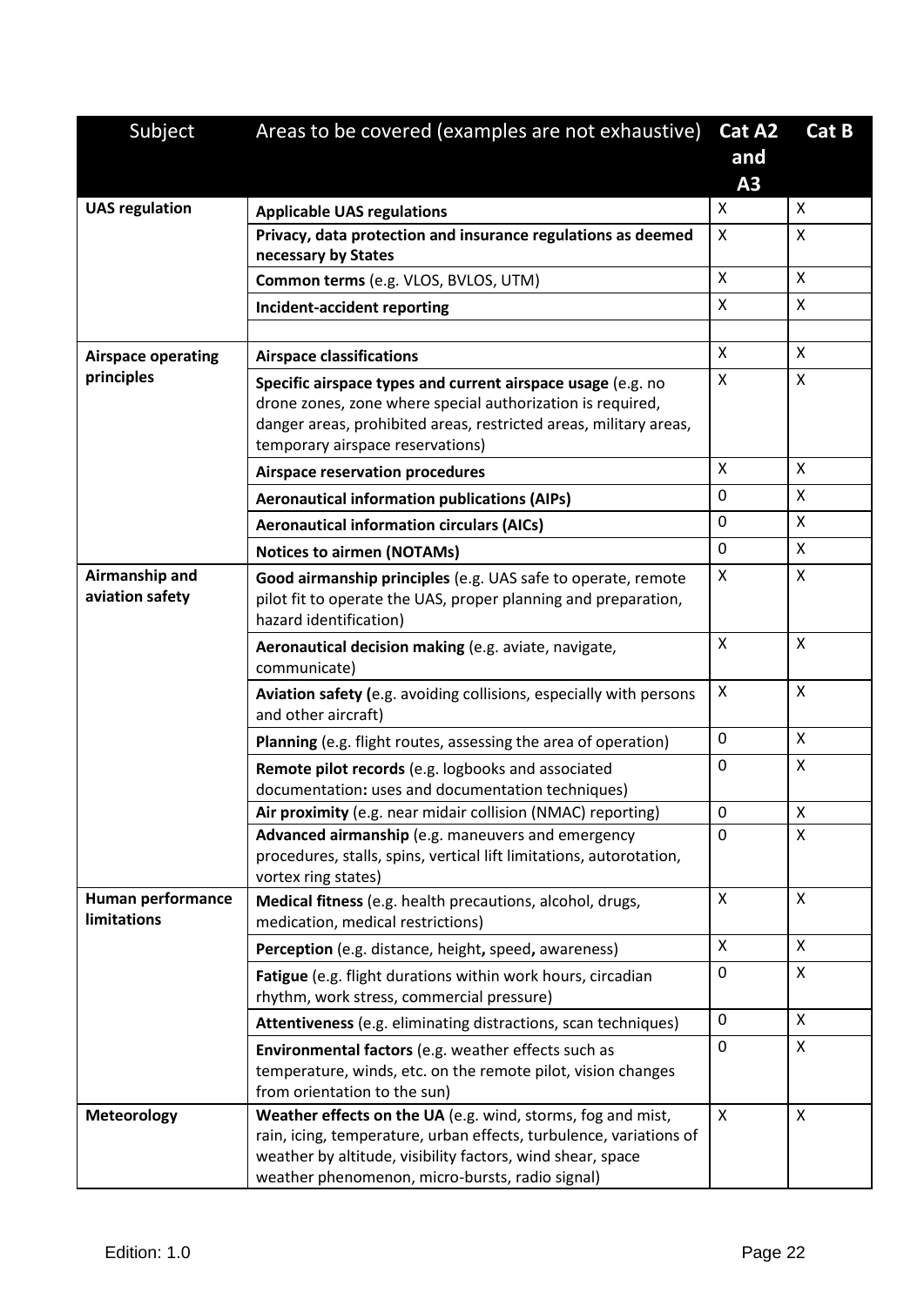| Subject | Areas to be covered (examples are not exhaustive) | Cat A2 and A3 | Cat B |
|---|---|---|---|
| **UAS regulation** | **Applicable UAS regulations** | X | X |
| | **Privacy, data protection and insurance regulations as deemed necessary by States** | X | X |
| | **Common terms** (e.g. VLOS, BVLOS, UTM) | X | X |
| | **Incident-accident reporting** | X | X |
| | | | |
| **Airspace operating principles** | **Airspace classifications** | X | X |
| | **Specific airspace types and current airspace usage** (e.g. no drone zones, zone where special authorization is required, danger areas, prohibited areas, restricted areas, military areas, temporary airspace reservations) | X | X |
| | **Airspace reservation procedures** | X | X |
| | **Aeronautical information publications (AIPs)** | 0 | X |
| | **Aeronautical information circulars (AICs)** | 0 | X |
| | **Notices to airmen (NOTAMs)** | 0 | X |
| **Airmanship and aviation safety** | **Good airmanship principles** (e.g. UAS safe to operate, remote pilot fit to operate the UAS, proper planning and preparation, hazard identification) | X | X |
| | **Aeronautical decision making** (e.g. aviate, navigate, communicate) | X | X |
| | **Aviation safety (**e.g. avoiding collisions, especially with persons and other aircraft) | X | X |
| | **Planning** (e.g. flight routes, assessing the area of operation) | 0 | X |
| | **Remote pilot records** (e.g. logbooks and associated documentation**:** uses and documentation techniques) | 0 | X |
| | **Air proximity** (e.g. near midair collision (NMAC) reporting) | 0 | X |
| | **Advanced airmanship** (e.g. maneuvers and emergency procedures, stalls, spins, vertical lift limitations, autorotation, vortex ring states) | 0 | X |
| **Human performance limitations** | **Medical fitness** (e.g. health precautions, alcohol, drugs, medication, medical restrictions) | X | X |
| | **Perception** (e.g. distance, height**,** speed**,** awareness) | X | X |
| | **Fatigue** (e.g. flight durations within work hours, circadian rhythm, work stress, commercial pressure) | 0 | X |
| | **Attentiveness** (e.g. eliminating distractions, scan techniques) | 0 | X |
| | **Environmental factors** (e.g. weather effects such as temperature, winds, etc. on the remote pilot, vision changes from orientation to the sun) | 0 | X |
| **Meteorology** | **Weather effects on the UA** (e.g. wind, storms, fog and mist, rain, icing, temperature, urban effects, turbulence, variations of weather by altitude, visibility factors, wind shear, space weather phenomenon, micro-bursts, radio signal) | X | X |

Edition: 1.0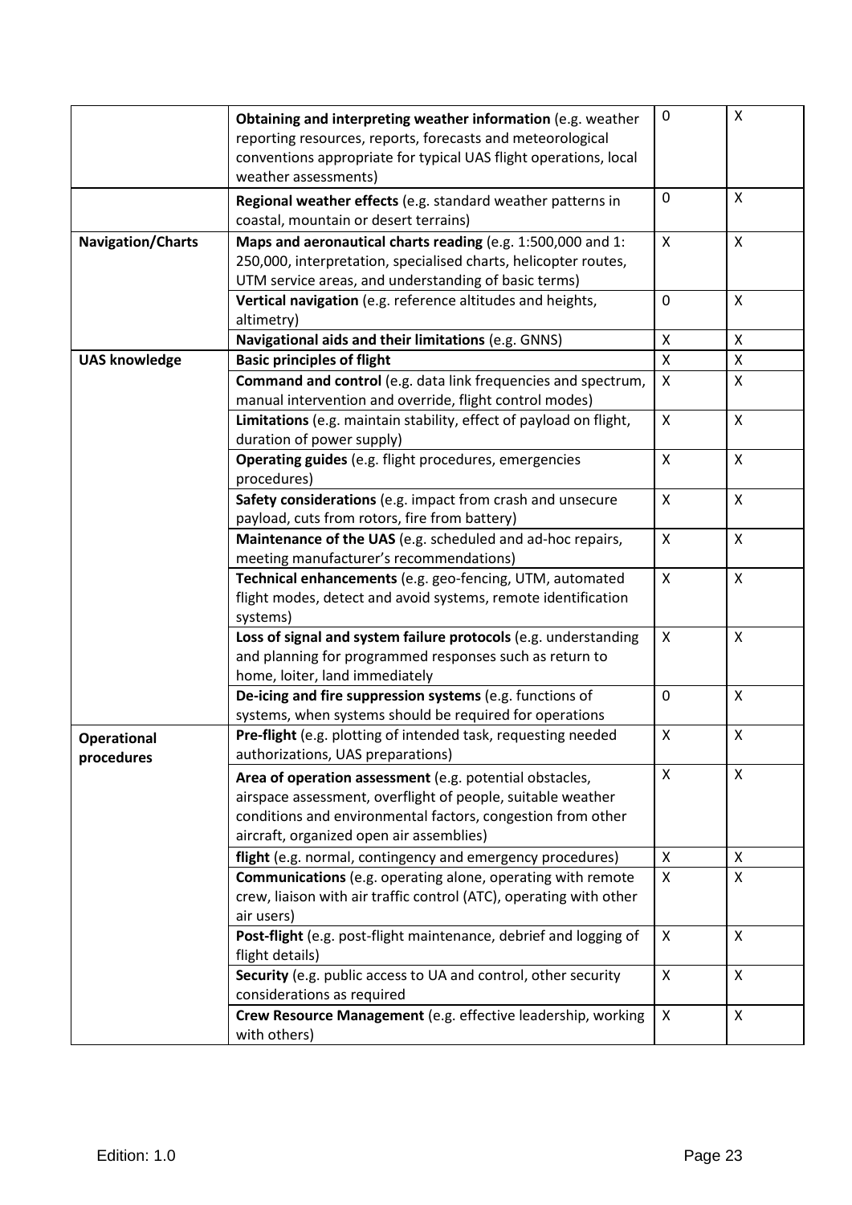| | | | |
|---|---|---|---|
| | **Obtaining and interpreting weather information** (e.g. weather reporting resources, reports, forecasts and meteorological conventions appropriate for typical UAS flight operations, local weather assessments) | 0 | X |
| | **Regional weather effects** (e.g. standard weather patterns in coastal, mountain or desert terrains) | 0 | X |
| **Navigation/Charts** | **Maps and aeronautical charts reading** (e.g. 1:500,000 and 1: 250,000, interpretation, specialised charts, helicopter routes, UTM service areas, and understanding of basic terms) | X | X |
| | **Vertical navigation** (e.g. reference altitudes and heights, altimetry) | 0 | X |
| | **Navigational aids and their limitations** (e.g. GNNS) | X | X |
| **UAS knowledge** | **Basic principles of flight** | X | X |
| | **Command and control** (e.g. data link frequencies and spectrum, manual intervention and override, flight control modes) | X | X |
| | **Limitations** (e.g. maintain stability, effect of payload on flight, duration of power supply) | X | X |
| | **Operating guides** (e.g. flight procedures, emergencies procedures) | X | X |
| | **Safety considerations** (e.g. impact from crash and unsecure payload, cuts from rotors, fire from battery) | X | X |
| | **Maintenance of the UAS** (e.g. scheduled and ad-hoc repairs, meeting manufacturer's recommendations) | X | X |
| | **Technical enhancements** (e.g. geo-fencing, UTM, automated flight modes, detect and avoid systems, remote identification systems) | X | X |
| | **Loss of signal and system failure protocols** (e.g. understanding and planning for programmed responses such as return to home, loiter, land immediately | X | X |
| | **De-icing and fire suppression systems** (e.g. functions of systems, when systems should be required for operations | 0 | X |
| **Operational procedures** | **Pre-flight** (e.g. plotting of intended task, requesting needed authorizations, UAS preparations) | X | X |
| | **Area of operation assessment** (e.g. potential obstacles, airspace assessment, overflight of people, suitable weather conditions and environmental factors, congestion from other aircraft, organized open air assemblies) | X | X |
| | **flight** (e.g. normal, contingency and emergency procedures) | X | X |
| | **Communications** (e.g. operating alone, operating with remote crew, liaison with air traffic control (ATC), operating with other air users) | X | X |
| | **Post-flight** (e.g. post-flight maintenance, debrief and logging of flight details) | X | X |
| | **Security** (e.g. public access to UA and control, other security considerations as required | X | X |
| | **Crew Resource Management** (e.g. effective leadership, working with others) | X | X |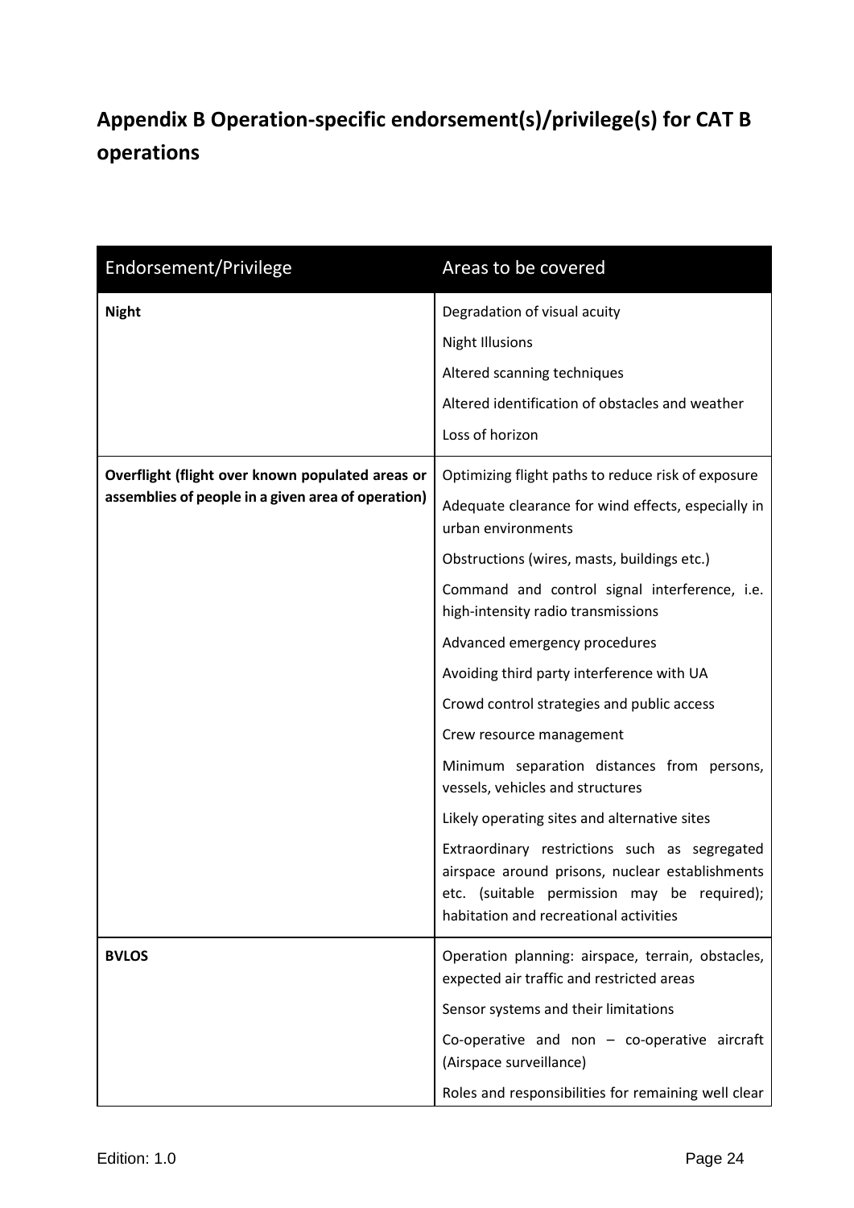## Appendix B Operation-specific endorsement(s)/privilege(s) for CAT B operations

| Endorsement/Privilege | Areas to be covered |
|---|---|
| **Night** | Degradation of visual acuity<br>Night Illusions<br>Altered scanning techniques<br>Altered identification of obstacles and weather<br>Loss of horizon |
| **Overflight (flight over known populated areas or assemblies of people in a given area of operation)** | Optimizing flight paths to reduce risk of exposure<br>Adequate clearance for wind effects, especially in urban environments<br>Obstructions (wires, masts, buildings etc.)<br>Command and control signal interference, i.e. high-intensity radio transmissions<br>Advanced emergency procedures<br>Avoiding third party interference with UA<br>Crowd control strategies and public access<br>Crew resource management<br>Minimum separation distances from persons, vessels, vehicles and structures<br>Likely operating sites and alternative sites<br>Extraordinary restrictions such as segregated airspace around prisons, nuclear establishments etc. (suitable permission may be required); habitation and recreational activities |
| **BVLOS** | Operation planning: airspace, terrain, obstacles, expected air traffic and restricted areas<br>Sensor systems and their limitations<br>Co-operative and non – co-operative aircraft (Airspace surveillance)<br>Roles and responsibilities for remaining well clear |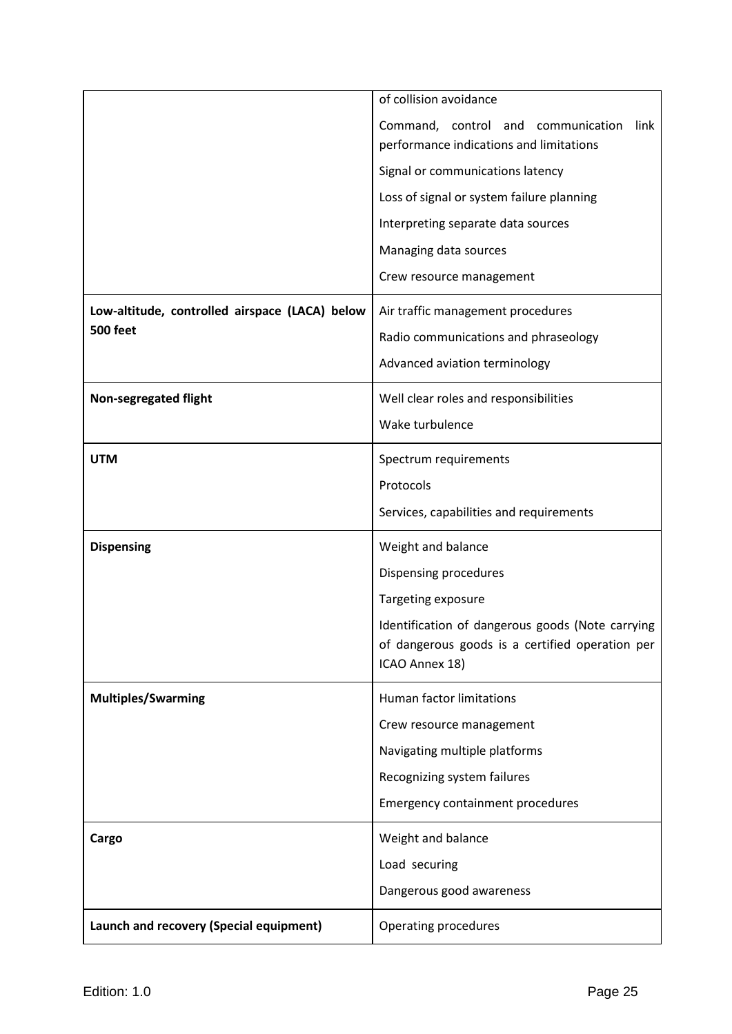| | |
|---|---|
| | of collision avoidance<br>Command, control and communication link performance indications and limitations<br>Signal or communications latency<br>Loss of signal or system failure planning<br>Interpreting separate data sources<br>Managing data sources<br>Crew resource management |
| **Low-altitude, controlled airspace (LACA) below 500 feet** | Air traffic management procedures<br>Radio communications and phraseology<br>Advanced aviation terminology |
| **Non-segregated flight** | Well clear roles and responsibilities<br>Wake turbulence |
| **UTM** | Spectrum requirements<br>Protocols<br>Services, capabilities and requirements |
| **Dispensing** | Weight and balance<br>Dispensing procedures<br>Targeting exposure<br>Identification of dangerous goods (Note carrying of dangerous goods is a certified operation per ICAO Annex 18) |
| **Multiples/Swarming** | Human factor limitations<br>Crew resource management<br>Navigating multiple platforms<br>Recognizing system failures<br>Emergency containment procedures |
| **Cargo** | Weight and balance<br>Load securing<br>Dangerous good awareness |
| **Launch and recovery (Special equipment)** | Operating procedures |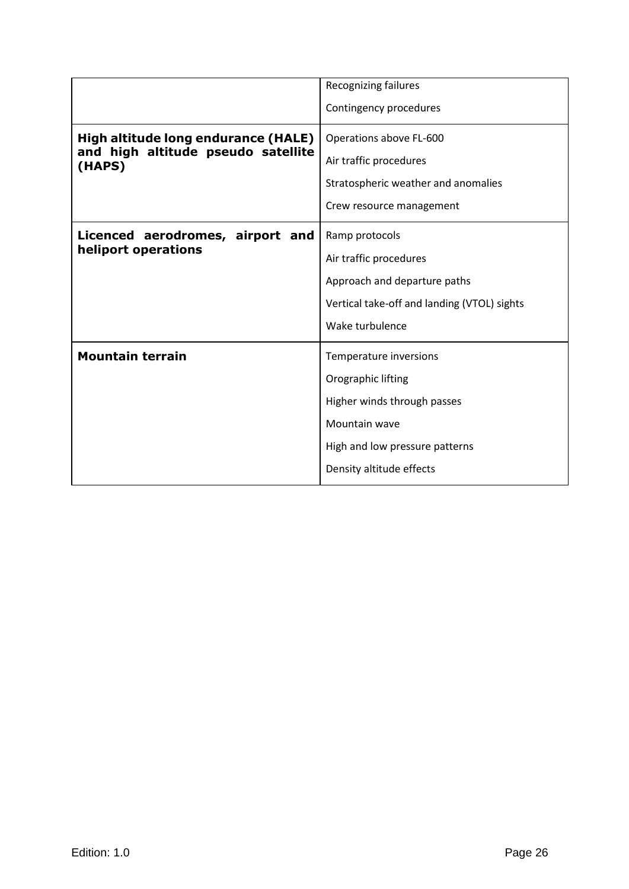| | |
|---|---|
| | Recognizing failures<br>Contingency procedures |
| **High altitude long endurance (HALE) and high altitude pseudo satellite (HAPS)** | Operations above FL-600<br>Air traffic procedures<br>Stratospheric weather and anomalies<br>Crew resource management |
| **Licenced aerodromes, airport and heliport operations** | Ramp protocols<br>Air traffic procedures<br>Approach and departure paths<br>Vertical take-off and landing (VTOL) sights<br>Wake turbulence |
| **Mountain terrain** | Temperature inversions<br>Orographic lifting<br>Higher winds through passes<br>Mountain wave<br>High and low pressure patterns<br>Density altitude effects |